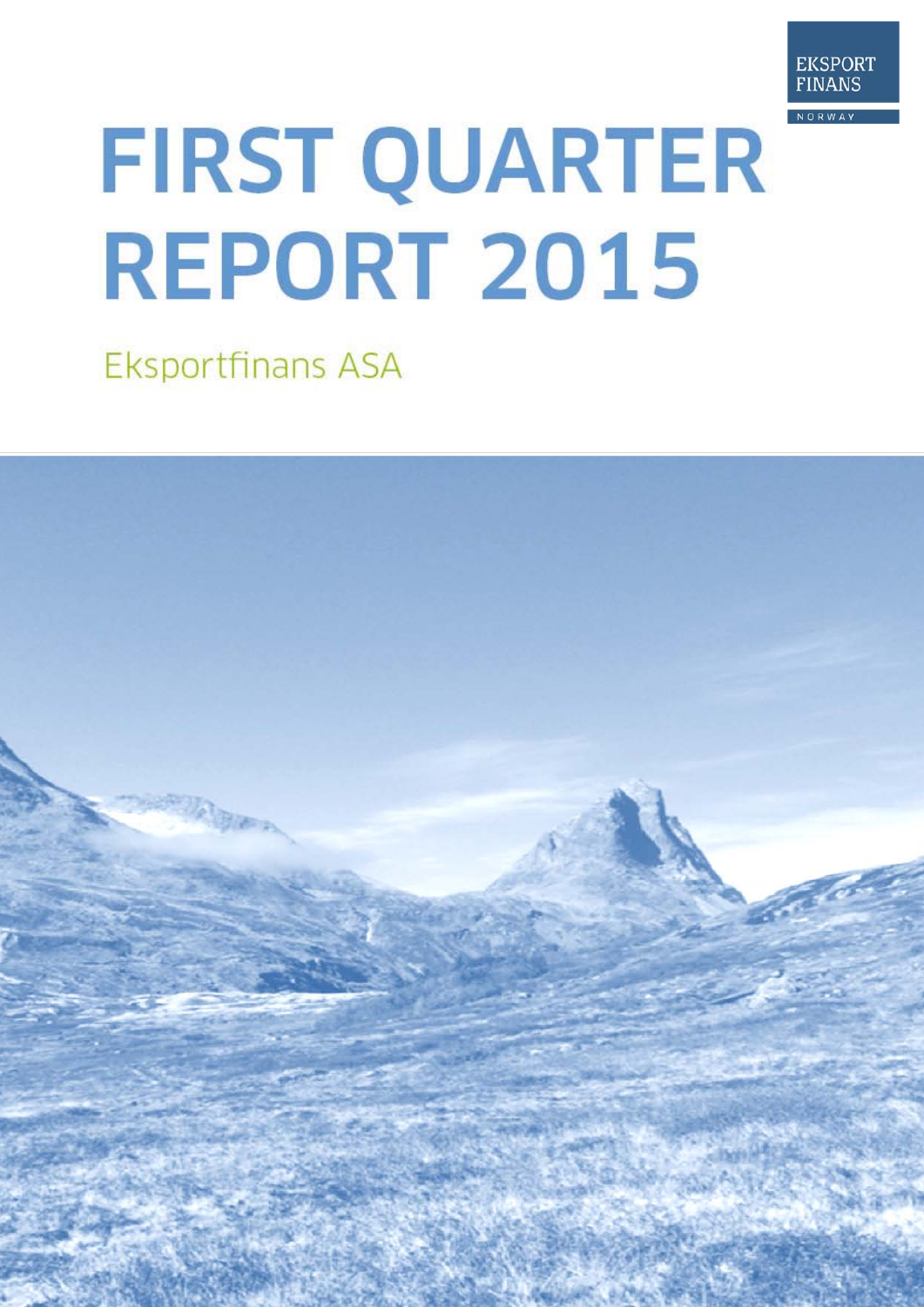EKSPORT FINANS

NORWAY

# FIRST QUARTER REPORT 2015

Eksportfinans ASA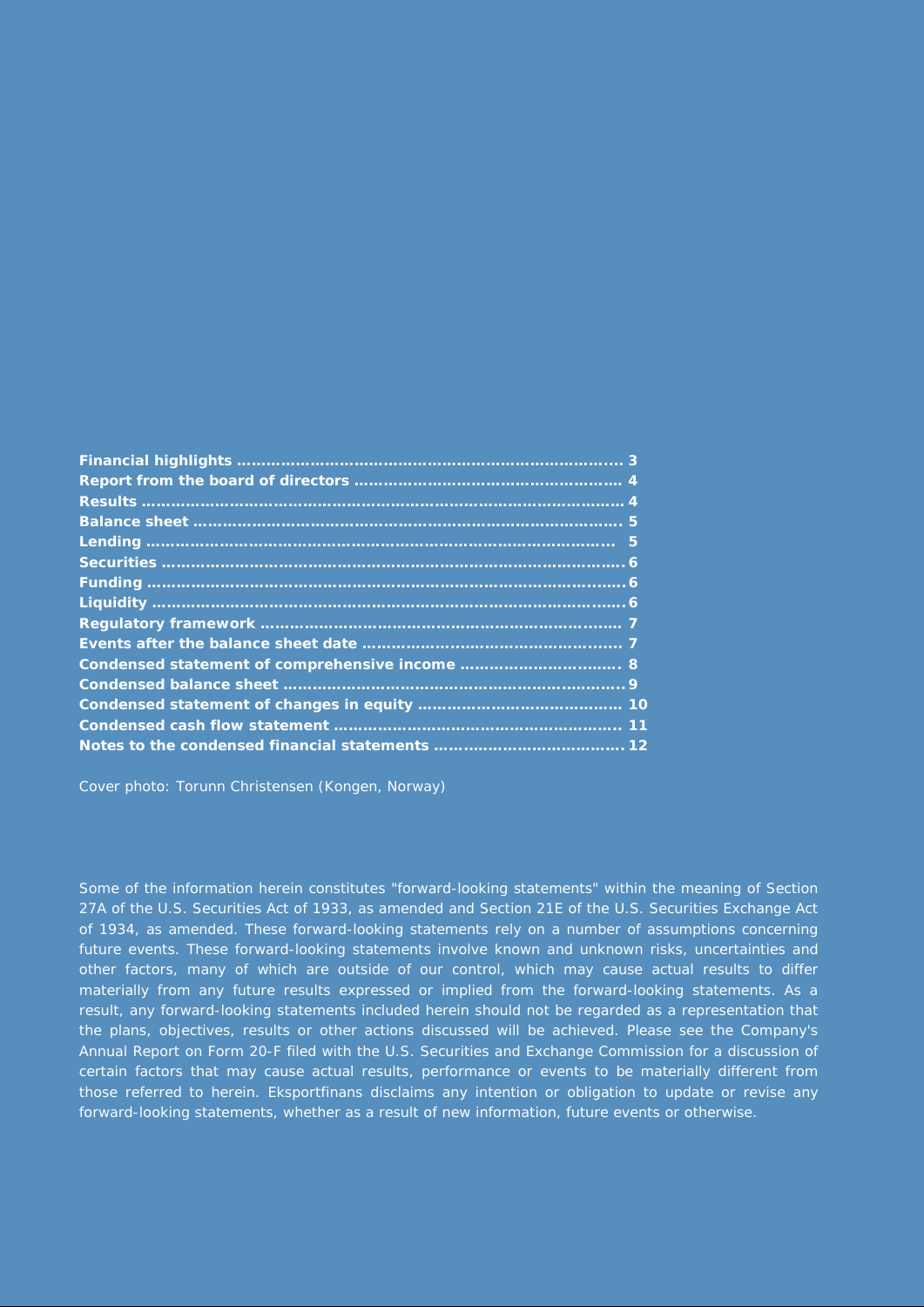| | |
|---|---|
| **Financial highlights** | **3** |
| **Report from the board of directors** | **4** |
| **Results** | **4** |
| **Balance sheet** | **5** |
| **Lending** | **5** |
| **Securities** | **6** |
| **Funding** | **6** |
| **Liquidity** | **6** |
| **Regulatory framework** | **7** |
| **Events after the balance sheet date** | **7** |
| **Condensed statement of comprehensive income** | **8** |
| **Condensed balance sheet** | **9** |
| **Condensed statement of changes in equity** | **10** |
| **Condensed cash flow statement** | **11** |
| **Notes to the condensed financial statements** | **12** |

Cover photo: Torunn Christensen (Kongen, Norway)

Some of the information herein constitutes "forward-looking statements" within the meaning of Section 27A of the U.S. Securities Act of 1933, as amended and Section 21E of the U.S. Securities Exchange Act of 1934, as amended. These forward-looking statements rely on a number of assumptions concerning future events. These forward-looking statements involve known and unknown risks, uncertainties and other factors, many of which are outside of our control, which may cause actual results to differ materially from any future results expressed or implied from the forward-looking statements. As a result, any forward-looking statements included herein should not be regarded as a representation that the plans, objectives, results or other actions discussed will be achieved. Please see the Company's Annual Report on Form 20-F filed with the U.S. Securities and Exchange Commission for a discussion of certain factors that may cause actual results, performance or events to be materially different from those referred to herein. Eksportfinans disclaims any intention or obligation to update or revise any forward-looking statements, whether as a result of new information, future events or otherwise.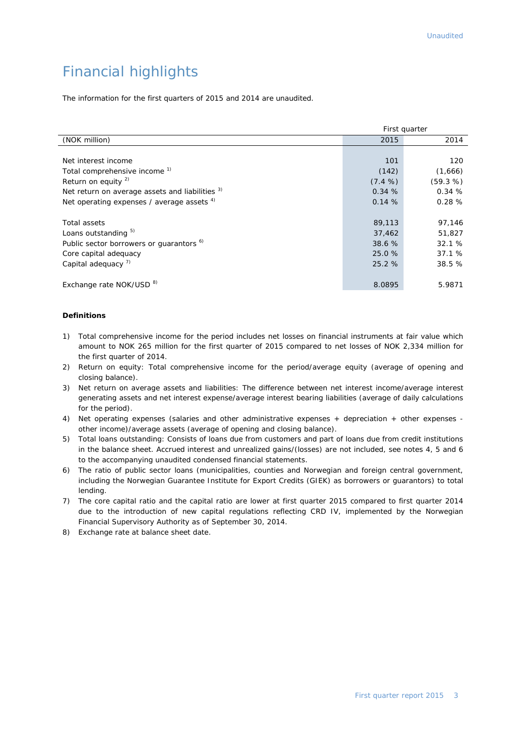# Financial highlights

The information for the first quarters of 2015 and 2014 are unaudited.

| | First quarter | |
|---|---|---|
| (NOK million) | 2015 | 2014 |
| Net interest income | 101 | 120 |
| Total comprehensive income [1] | (142) | (1,666) |
| Return on equity [2] | (7.4 %) | (59.3 %) |
| Net return on average assets and liabilities [3] | 0.34 % | 0.34 % |
| Net operating expenses / average assets [4] | 0.14 % | 0.28 % |
| Total assets | 89,113 | 97,146 |
| Loans outstanding [5] | 37,462 | 51,827 |
| Public sector borrowers or guarantors [6] | 38.6 % | 32.1 % |
| Core capital adequacy | 25.0 % | 37.1 % |
| Capital adequacy [7] | 25.2 % | 38.5 % |
| Exchange rate NOK/USD [8] | 8.0895 | 5.9871 |

**Definitions**

1) Total comprehensive income for the period includes net losses on financial instruments at fair value which amount to NOK 265 million for the first quarter of 2015 compared to net losses of NOK 2,334 million for the first quarter of 2014.
2) Return on equity: Total comprehensive income for the period/average equity (average of opening and closing balance).
3) Net return on average assets and liabilities: The difference between net interest income/average interest generating assets and net interest expense/average interest bearing liabilities (average of daily calculations for the period).
4) Net operating expenses (salaries and other administrative expenses + depreciation + other expenses - other income)/average assets (average of opening and closing balance).
5) Total loans outstanding: Consists of loans due from customers and part of loans due from credit institutions in the balance sheet. Accrued interest and unrealized gains/(losses) are not included, see notes 4, 5 and 6 to the accompanying unaudited condensed financial statements.
6) The ratio of public sector loans (municipalities, counties and Norwegian and foreign central government, including the Norwegian Guarantee Institute for Export Credits (GIEK) as borrowers or guarantors) to total lending.
7) The core capital ratio and the capital ratio are lower at first quarter 2015 compared to first quarter 2014 due to the introduction of new capital regulations reflecting CRD IV, implemented by the Norwegian Financial Supervisory Authority as of September 30, 2014.
8) Exchange rate at balance sheet date.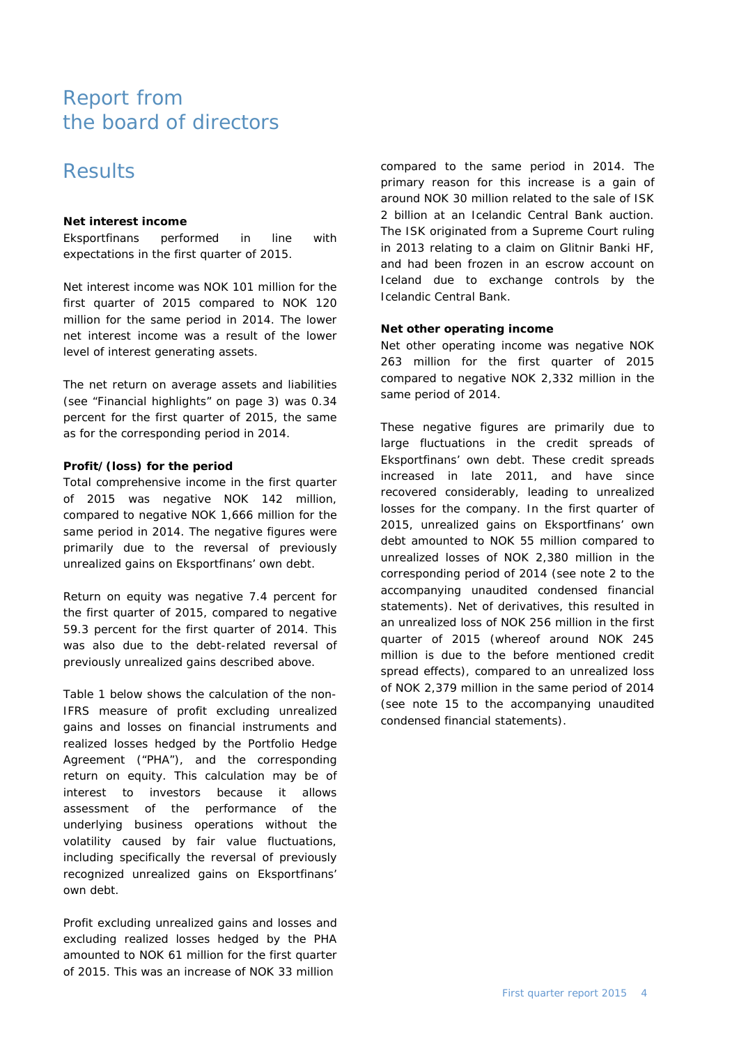# Report from the board of directors

## Results

### Net interest income

Eksportfinans performed in line with expectations in the first quarter of 2015.

Net interest income was NOK 101 million for the first quarter of 2015 compared to NOK 120 million for the same period in 2014. The lower net interest income was a result of the lower level of interest generating assets.

The net return on average assets and liabilities (see "Financial highlights" on page 3) was 0.34 percent for the first quarter of 2015, the same as for the corresponding period in 2014.

### Profit/(loss) for the period

Total comprehensive income in the first quarter of 2015 was negative NOK 142 million, compared to negative NOK 1,666 million for the same period in 2014. The negative figures were primarily due to the reversal of previously unrealized gains on Eksportfinans' own debt.

Return on equity was negative 7.4 percent for the first quarter of 2015, compared to negative 59.3 percent for the first quarter of 2014. This was also due to the debt-related reversal of previously unrealized gains described above.

Table 1 below shows the calculation of the non-IFRS measure of profit excluding unrealized gains and losses on financial instruments and realized losses hedged by the Portfolio Hedge Agreement ("PHA"), and the corresponding return on equity. This calculation may be of interest to investors because it allows assessment of the performance of the underlying business operations without the volatility caused by fair value fluctuations, including specifically the reversal of previously recognized unrealized gains on Eksportfinans' own debt.

Profit excluding unrealized gains and losses and excluding realized losses hedged by the PHA amounted to NOK 61 million for the first quarter of 2015. This was an increase of NOK 33 million compared to the same period in 2014. The primary reason for this increase is a gain of around NOK 30 million related to the sale of ISK 2 billion at an Icelandic Central Bank auction. The ISK originated from a Supreme Court ruling in 2013 relating to a claim on Glitnir Banki HF, and had been frozen in an escrow account on Iceland due to exchange controls by the Icelandic Central Bank.

### Net other operating income

Net other operating income was negative NOK 263 million for the first quarter of 2015 compared to negative NOK 2,332 million in the same period of 2014.

These negative figures are primarily due to large fluctuations in the credit spreads of Eksportfinans' own debt. These credit spreads increased in late 2011, and have since recovered considerably, leading to unrealized losses for the company. In the first quarter of 2015, unrealized gains on Eksportfinans' own debt amounted to NOK 55 million compared to unrealized losses of NOK 2,380 million in the corresponding period of 2014 (see note 2 to the accompanying unaudited condensed financial statements). Net of derivatives, this resulted in an unrealized loss of NOK 256 million in the first quarter of 2015 (whereof around NOK 245 million is due to the before mentioned credit spread effects), compared to an unrealized loss of NOK 2,379 million in the same period of 2014 (see note 15 to the accompanying unaudited condensed financial statements).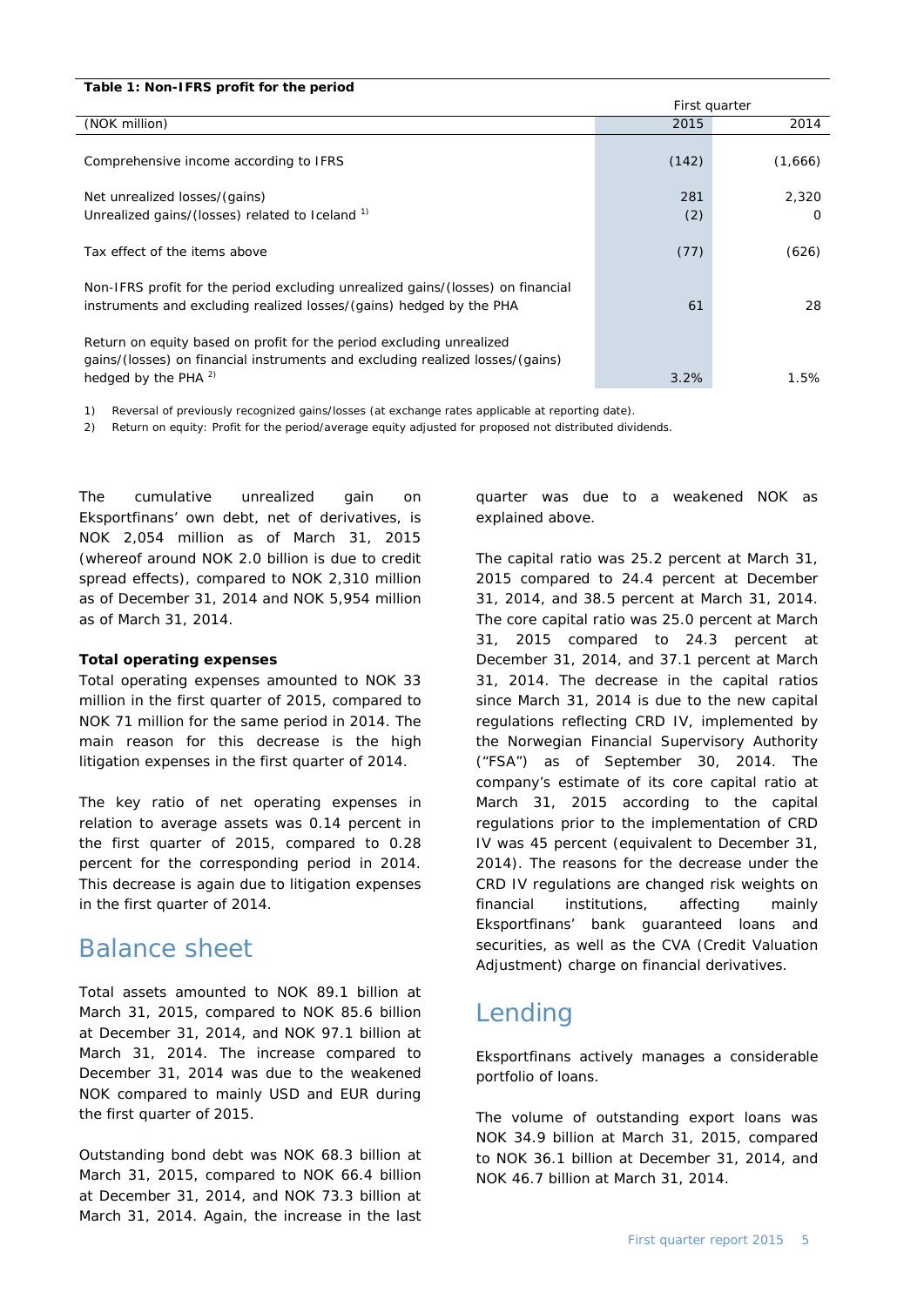**Table 1: Non-IFRS profit for the period**

| (NOK million) | First quarter 2015 | 2014 |
|---|---|---|
| Comprehensive income according to IFRS | (142) | (1,666) |
| Net unrealized losses/(gains) | 281 | 2,320 |
| Unrealized gains/(losses) related to Iceland [1] | (2) | 0 |
| Tax effect of the items above | (77) | (626) |
| Non-IFRS profit for the period excluding unrealized gains/(losses) on financial instruments and excluding realized losses/(gains) hedged by the PHA | 61 | 28 |
| Return on equity based on profit for the period excluding unrealized gains/(losses) on financial instruments and excluding realized losses/(gains) hedged by the PHA [2] | 3.2% | 1.5% |

1) Reversal of previously recognized gains/losses (at exchange rates applicable at reporting date).
2) Return on equity: Profit for the period/average equity adjusted for proposed not distributed dividends.

The cumulative unrealized gain on Eksportfinans' own debt, net of derivatives, is NOK 2,054 million as of March 31, 2015 (whereof around NOK 2.0 billion is due to credit spread effects), compared to NOK 2,310 million as of December 31, 2014 and NOK 5,954 million as of March 31, 2014.

**Total operating expenses**

Total operating expenses amounted to NOK 33 million in the first quarter of 2015, compared to NOK 71 million for the same period in 2014. The main reason for this decrease is the high litigation expenses in the first quarter of 2014.

The key ratio of net operating expenses in relation to average assets was 0.14 percent in the first quarter of 2015, compared to 0.28 percent for the corresponding period in 2014. This decrease is again due to litigation expenses in the first quarter of 2014.

# Balance sheet

Total assets amounted to NOK 89.1 billion at March 31, 2015, compared to NOK 85.6 billion at December 31, 2014, and NOK 97.1 billion at March 31, 2014. The increase compared to December 31, 2014 was due to the weakened NOK compared to mainly USD and EUR during the first quarter of 2015.

Outstanding bond debt was NOK 68.3 billion at March 31, 2015, compared to NOK 66.4 billion at December 31, 2014, and NOK 73.3 billion at March 31, 2014. Again, the increase in the last quarter was due to a weakened NOK as explained above.

The capital ratio was 25.2 percent at March 31, 2015 compared to 24.4 percent at December 31, 2014, and 38.5 percent at March 31, 2014. The core capital ratio was 25.0 percent at March 31, 2015 compared to 24.3 percent at December 31, 2014, and 37.1 percent at March 31, 2014. The decrease in the capital ratios since March 31, 2014 is due to the new capital regulations reflecting CRD IV, implemented by the Norwegian Financial Supervisory Authority ("FSA") as of September 30, 2014. The company's estimate of its core capital ratio at March 31, 2015 according to the capital regulations prior to the implementation of CRD IV was 45 percent (equivalent to December 31, 2014). The reasons for the decrease under the CRD IV regulations are changed risk weights on financial institutions, affecting mainly Eksportfinans' bank guaranteed loans and securities, as well as the CVA (Credit Valuation Adjustment) charge on financial derivatives.

# Lending

Eksportfinans actively manages a considerable portfolio of loans.

The volume of outstanding export loans was NOK 34.9 billion at March 31, 2015, compared to NOK 36.1 billion at December 31, 2014, and NOK 46.7 billion at March 31, 2014.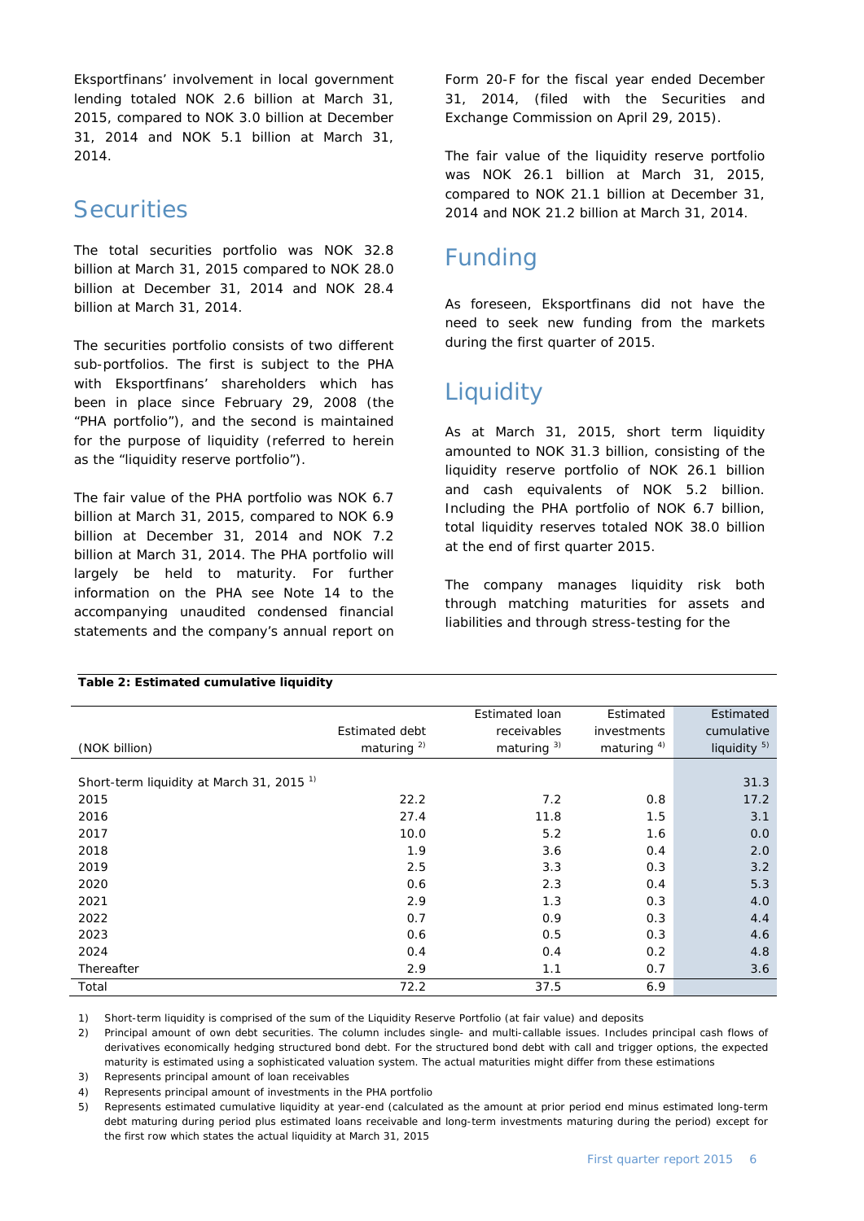Eksportfinans' involvement in local government lending totaled NOK 2.6 billion at March 31, 2015, compared to NOK 3.0 billion at December 31, 2014 and NOK 5.1 billion at March 31, 2014.

## Securities

The total securities portfolio was NOK 32.8 billion at March 31, 2015 compared to NOK 28.0 billion at December 31, 2014 and NOK 28.4 billion at March 31, 2014.

The securities portfolio consists of two different sub-portfolios. The first is subject to the PHA with Eksportfinans' shareholders which has been in place since February 29, 2008 (the "PHA portfolio"), and the second is maintained for the purpose of liquidity (referred to herein as the "liquidity reserve portfolio").

The fair value of the PHA portfolio was NOK 6.7 billion at March 31, 2015, compared to NOK 6.9 billion at December 31, 2014 and NOK 7.2 billion at March 31, 2014. The PHA portfolio will largely be held to maturity. For further information on the PHA see Note 14 to the accompanying unaudited condensed financial statements and the company's annual report on Form 20-F for the fiscal year ended December 31, 2014, (filed with the Securities and Exchange Commission on April 29, 2015).

The fair value of the liquidity reserve portfolio was NOK 26.1 billion at March 31, 2015, compared to NOK 21.1 billion at December 31, 2014 and NOK 21.2 billion at March 31, 2014.

## Funding

As foreseen, Eksportfinans did not have the need to seek new funding from the markets during the first quarter of 2015.

## Liquidity

As at March 31, 2015, short term liquidity amounted to NOK 31.3 billion, consisting of the liquidity reserve portfolio of NOK 26.1 billion and cash equivalents of NOK 5.2 billion. Including the PHA portfolio of NOK 6.7 billion, total liquidity reserves totaled NOK 38.0 billion at the end of first quarter 2015.

The company manages liquidity risk both through matching maturities for assets and liabilities and through stress-testing for the

**Table 2: Estimated cumulative liquidity**

| (NOK billion) | Estimated debt maturing [2] | Estimated loan receivables maturing [3] | Estimated investments maturing [4] | Estimated cumulative liquidity [5] |
|---|---|---|---|---|
| Short-term liquidity at March 31, 2015 [1] | | | | 31.3 |
| 2015 | 22.2 | 7.2 | 0.8 | 17.2 |
| 2016 | 27.4 | 11.8 | 1.5 | 3.1 |
| 2017 | 10.0 | 5.2 | 1.6 | 0.0 |
| 2018 | 1.9 | 3.6 | 0.4 | 2.0 |
| 2019 | 2.5 | 3.3 | 0.3 | 3.2 |
| 2020 | 0.6 | 2.3 | 0.4 | 5.3 |
| 2021 | 2.9 | 1.3 | 0.3 | 4.0 |
| 2022 | 0.7 | 0.9 | 0.3 | 4.4 |
| 2023 | 0.6 | 0.5 | 0.3 | 4.6 |
| 2024 | 0.4 | 0.4 | 0.2 | 4.8 |
| Thereafter | 2.9 | 1.1 | 0.7 | 3.6 |
| Total | 72.2 | 37.5 | 6.9 | |

1) Short-term liquidity is comprised of the sum of the Liquidity Reserve Portfolio (at fair value) and deposits

2) Principal amount of own debt securities. The column includes single- and multi-callable issues. Includes principal cash flows of derivatives economically hedging structured bond debt. For the structured bond debt with call and trigger options, the expected maturity is estimated using a sophisticated valuation system. The actual maturities might differ from these estimations

3) Represents principal amount of loan receivables

4) Represents principal amount of investments in the PHA portfolio

5) Represents estimated cumulative liquidity at year-end (calculated as the amount at prior period end minus estimated long-term debt maturing during period plus estimated loans receivable and long-term investments maturing during the period) except for the first row which states the actual liquidity at March 31, 2015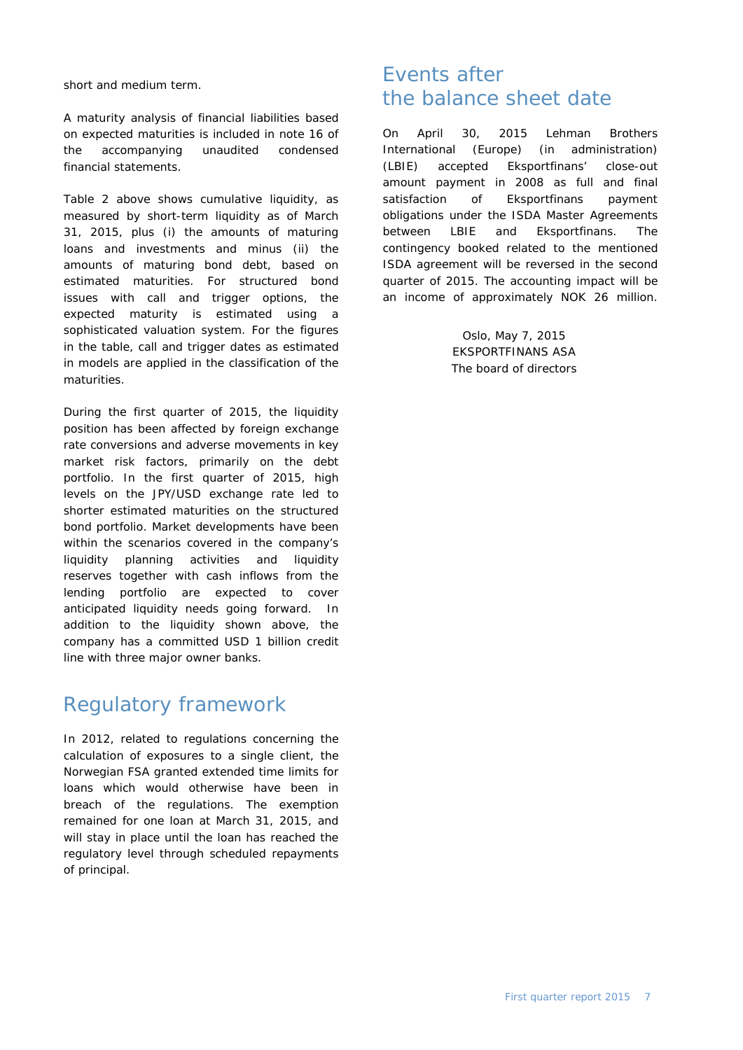short and medium term.

A maturity analysis of financial liabilities based on expected maturities is included in note 16 of the accompanying unaudited condensed financial statements.

Table 2 above shows cumulative liquidity, as measured by short-term liquidity as of March 31, 2015, plus (i) the amounts of maturing loans and investments and minus (ii) the amounts of maturing bond debt, based on estimated maturities. For structured bond issues with call and trigger options, the expected maturity is estimated using a sophisticated valuation system. For the figures in the table, call and trigger dates as estimated in models are applied in the classification of the maturities.

During the first quarter of 2015, the liquidity position has been affected by foreign exchange rate conversions and adverse movements in key market risk factors, primarily on the debt portfolio. In the first quarter of 2015, high levels on the JPY/USD exchange rate led to shorter estimated maturities on the structured bond portfolio. Market developments have been within the scenarios covered in the company's liquidity planning activities and liquidity reserves together with cash inflows from the lending portfolio are expected to cover anticipated liquidity needs going forward. In addition to the liquidity shown above, the company has a committed USD 1 billion credit line with three major owner banks.

## Regulatory framework

In 2012, related to regulations concerning the calculation of exposures to a single client, the Norwegian FSA granted extended time limits for loans which would otherwise have been in breach of the regulations. The exemption remained for one loan at March 31, 2015, and will stay in place until the loan has reached the regulatory level through scheduled repayments of principal.

## Events after the balance sheet date

On April 30, 2015 Lehman Brothers International (Europe) (in administration) (LBIE) accepted Eksportfinans' close-out amount payment in 2008 as full and final satisfaction of Eksportfinans payment obligations under the ISDA Master Agreements between LBIE and Eksportfinans. The contingency booked related to the mentioned ISDA agreement will be reversed in the second quarter of 2015. The accounting impact will be an income of approximately NOK 26 million.

Oslo, May 7, 2015
EKSPORTFINANS ASA
The board of directors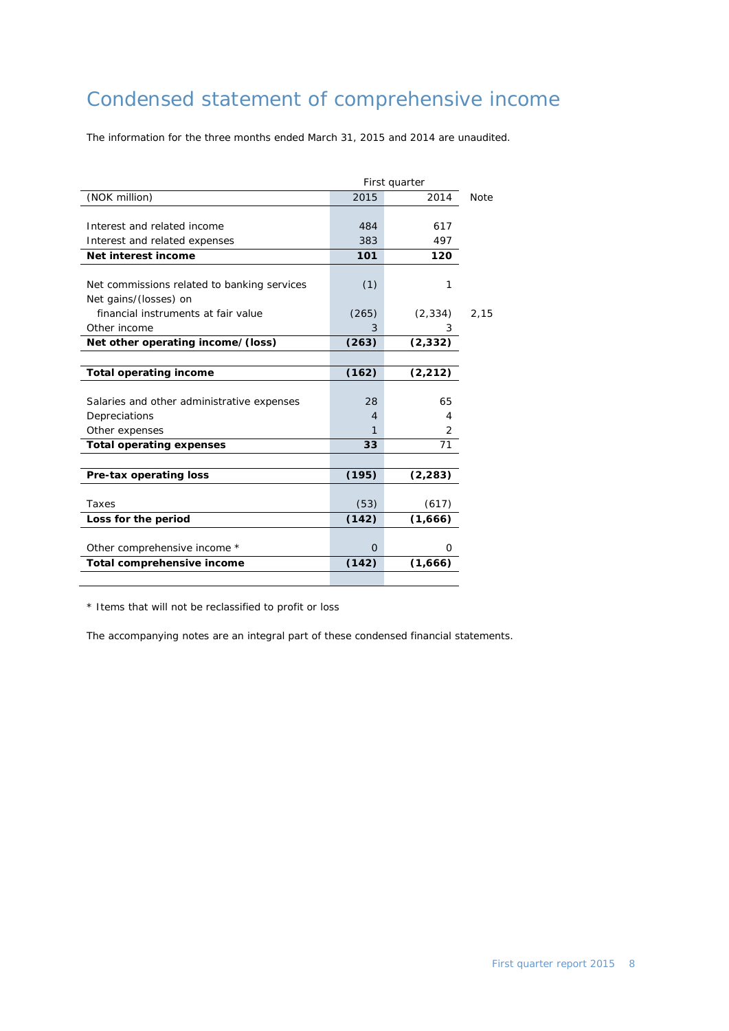# Condensed statement of comprehensive income

The information for the three months ended March 31, 2015 and 2014 are unaudited.

| | First quarter | | |
|---|---|---|---|
| (NOK million) | 2015 | 2014 | Note |
| | | | |
| Interest and related income | 484 | 617 | |
| Interest and related expenses | 383 | 497 | |
| **Net interest income** | **101** | **120** | |
| | | | |
| Net commissions related to banking services | (1) | 1 | |
| Net gains/(losses) on financial instruments at fair value | (265) | (2,334) | 2,15 |
| Other income | 3 | 3 | |
| **Net other operating income/ (loss)** | **(263)** | **(2,332)** | |
| | | | |
| **Total operating income** | **(162)** | **(2,212)** | |
| | | | |
| Salaries and other administrative expenses | 28 | 65 | |
| Depreciations | 4 | 4 | |
| Other expenses | 1 | 2 | |
| **Total operating expenses** | **33** | **71** | |
| | | | |
| **Pre-tax operating loss** | **(195)** | **(2,283)** | |
| | | | |
| Taxes | (53) | (617) | |
| **Loss for the period** | **(142)** | **(1,666)** | |
| | | | |
| Other comprehensive income * | 0 | 0 | |
| **Total comprehensive income** | **(142)** | **(1,666)** | |

\* Items that will not be reclassified to profit or loss

The accompanying notes are an integral part of these condensed financial statements.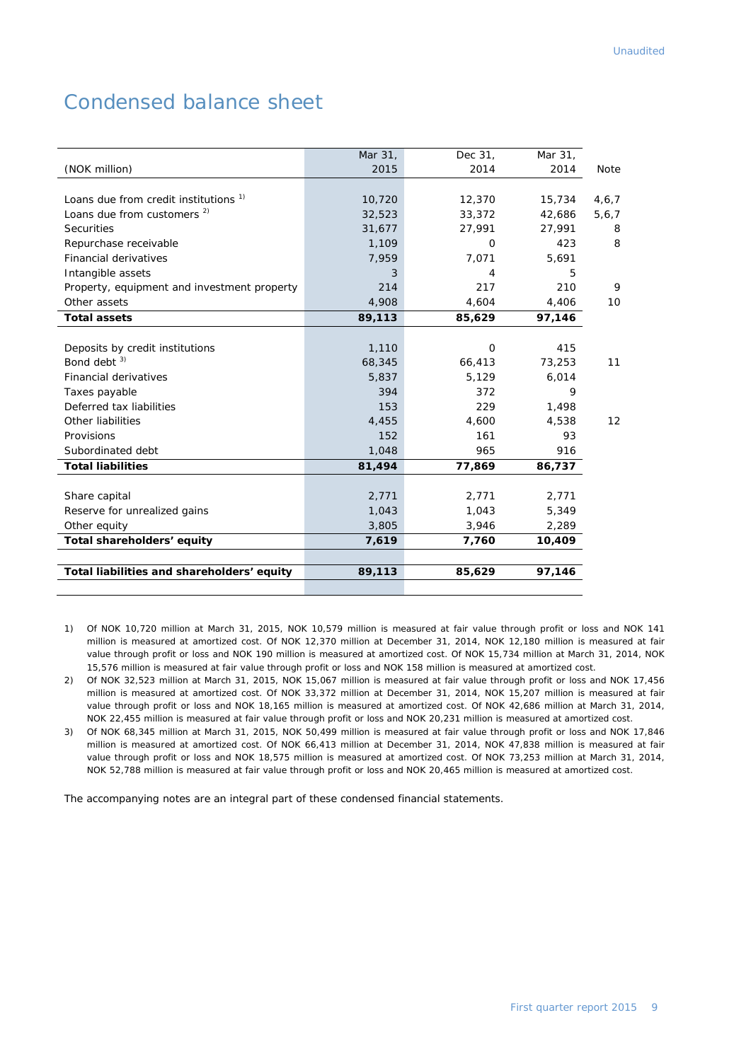Unaudited

# Condensed balance sheet

| (NOK million) | Mar 31, 2015 | Dec 31, 2014 | Mar 31, 2014 | Note |
|---|---|---|---|---|
| Loans due from credit institutions [1] | 10,720 | 12,370 | 15,734 | 4,6,7 |
| Loans due from customers [2] | 32,523 | 33,372 | 42,686 | 5,6,7 |
| Securities | 31,677 | 27,991 | 27,991 | 8 |
| Repurchase receivable | 1,109 | 0 | 423 | 8 |
| Financial derivatives | 7,959 | 7,071 | 5,691 | |
| Intangible assets | 3 | 4 | 5 | |
| Property, equipment and investment property | 214 | 217 | 210 | 9 |
| Other assets | 4,908 | 4,604 | 4,406 | 10 |
| **Total assets** | **89,113** | **85,629** | **97,146** | |
| | | | | |
| Deposits by credit institutions | 1,110 | 0 | 415 | |
| Bond debt [3] | 68,345 | 66,413 | 73,253 | 11 |
| Financial derivatives | 5,837 | 5,129 | 6,014 | |
| Taxes payable | 394 | 372 | 9 | |
| Deferred tax liabilities | 153 | 229 | 1,498 | |
| Other liabilities | 4,455 | 4,600 | 4,538 | 12 |
| Provisions | 152 | 161 | 93 | |
| Subordinated debt | 1,048 | 965 | 916 | |
| **Total liabilities** | **81,494** | **77,869** | **86,737** | |
| | | | | |
| Share capital | 2,771 | 2,771 | 2,771 | |
| Reserve for unrealized gains | 1,043 | 1,043 | 5,349 | |
| Other equity | 3,805 | 3,946 | 2,289 | |
| **Total shareholders' equity** | **7,619** | **7,760** | **10,409** | |
| | | | | |
| **Total liabilities and shareholders' equity** | **89,113** | **85,629** | **97,146** | |

1) Of NOK 10,720 million at March 31, 2015, NOK 10,579 million is measured at fair value through profit or loss and NOK 141 million is measured at amortized cost. Of NOK 12,370 million at December 31, 2014, NOK 12,180 million is measured at fair value through profit or loss and NOK 190 million is measured at amortized cost. Of NOK 15,734 million at March 31, 2014, NOK 15,576 million is measured at fair value through profit or loss and NOK 158 million is measured at amortized cost.

2) Of NOK 32,523 million at March 31, 2015, NOK 15,067 million is measured at fair value through profit or loss and NOK 17,456 million is measured at amortized cost. Of NOK 33,372 million at December 31, 2014, NOK 15,207 million is measured at fair value through profit or loss and NOK 18,165 million is measured at amortized cost. Of NOK 42,686 million at March 31, 2014, NOK 22,455 million is measured at fair value through profit or loss and NOK 20,231 million is measured at amortized cost.

3) Of NOK 68,345 million at March 31, 2015, NOK 50,499 million is measured at fair value through profit or loss and NOK 17,846 million is measured at amortized cost. Of NOK 66,413 million at December 31, 2014, NOK 47,838 million is measured at fair value through profit or loss and NOK 18,575 million is measured at amortized cost. Of NOK 73,253 million at March 31, 2014, NOK 52,788 million is measured at fair value through profit or loss and NOK 20,465 million is measured at amortized cost.

The accompanying notes are an integral part of these condensed financial statements.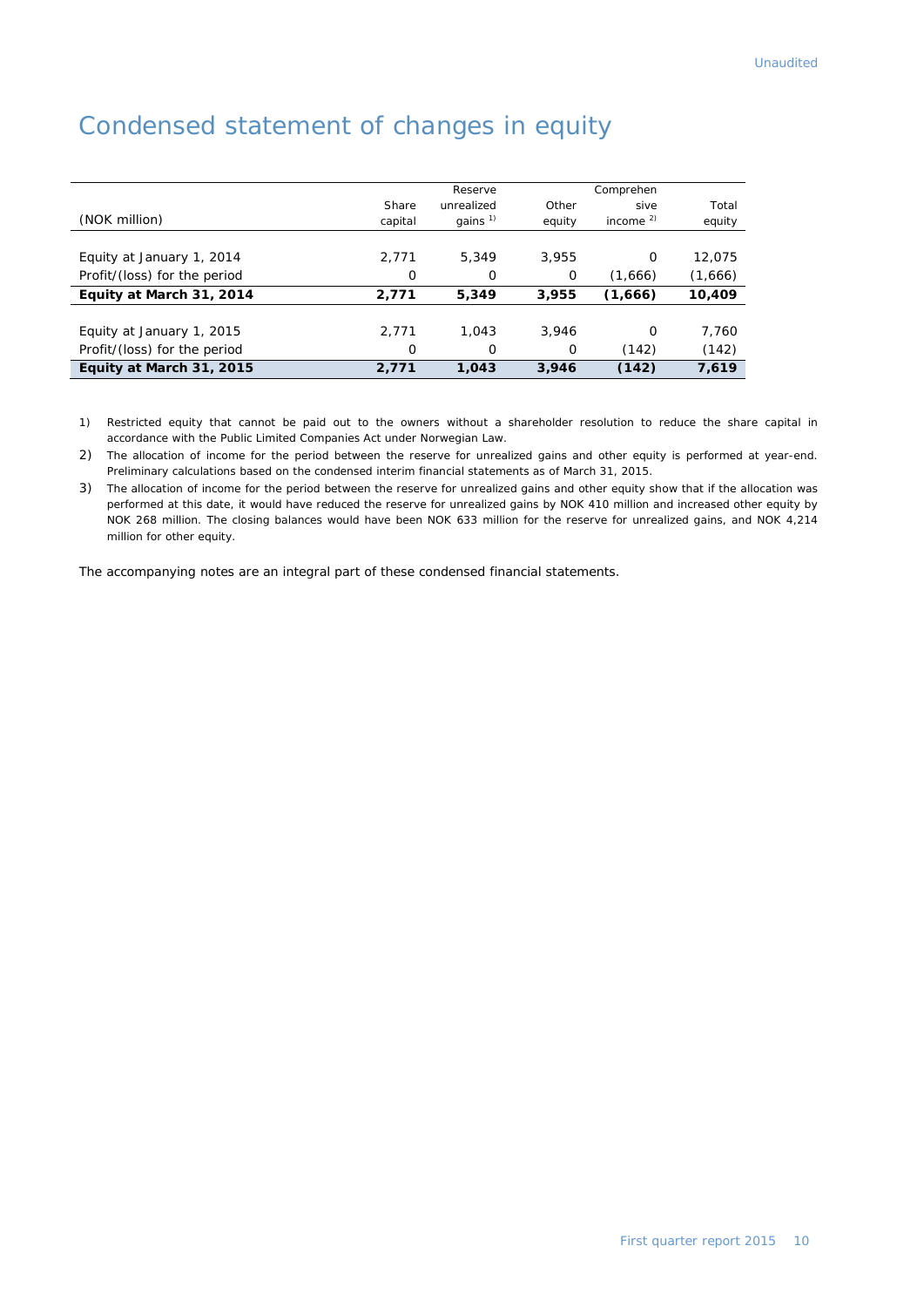Unaudited

# Condensed statement of changes in equity

| (NOK million) | Share capital | Reserve unrealized gains [1] | Other equity | Comprehensive income [2] | Total equity |
|---|---|---|---|---|---|
| Equity at January 1, 2014 | 2,771 | 5,349 | 3,955 | 0 | 12,075 |
| Profit/(loss) for the period | 0 | 0 | 0 | (1,666) | (1,666) |
| **Equity at March 31, 2014** | **2,771** | **5,349** | **3,955** | **(1,666)** | **10,409** |
| Equity at January 1, 2015 | 2,771 | 1,043 | 3,946 | 0 | 7,760 |
| Profit/(loss) for the period | 0 | 0 | 0 | (142) | (142) |
| **Equity at March 31, 2015** | **2,771** | **1,043** | **3,946** | **(142)** | **7,619** |

1) Restricted equity that cannot be paid out to the owners without a shareholder resolution to reduce the share capital in accordance with the Public Limited Companies Act under Norwegian Law.

2) The allocation of income for the period between the reserve for unrealized gains and other equity is performed at year-end. Preliminary calculations based on the condensed interim financial statements as of March 31, 2015.

3) The allocation of income for the period between the reserve for unrealized gains and other equity show that if the allocation was performed at this date, it would have reduced the reserve for unrealized gains by NOK 410 million and increased other equity by NOK 268 million. The closing balances would have been NOK 633 million for the reserve for unrealized gains, and NOK 4,214 million for other equity.

The accompanying notes are an integral part of these condensed financial statements.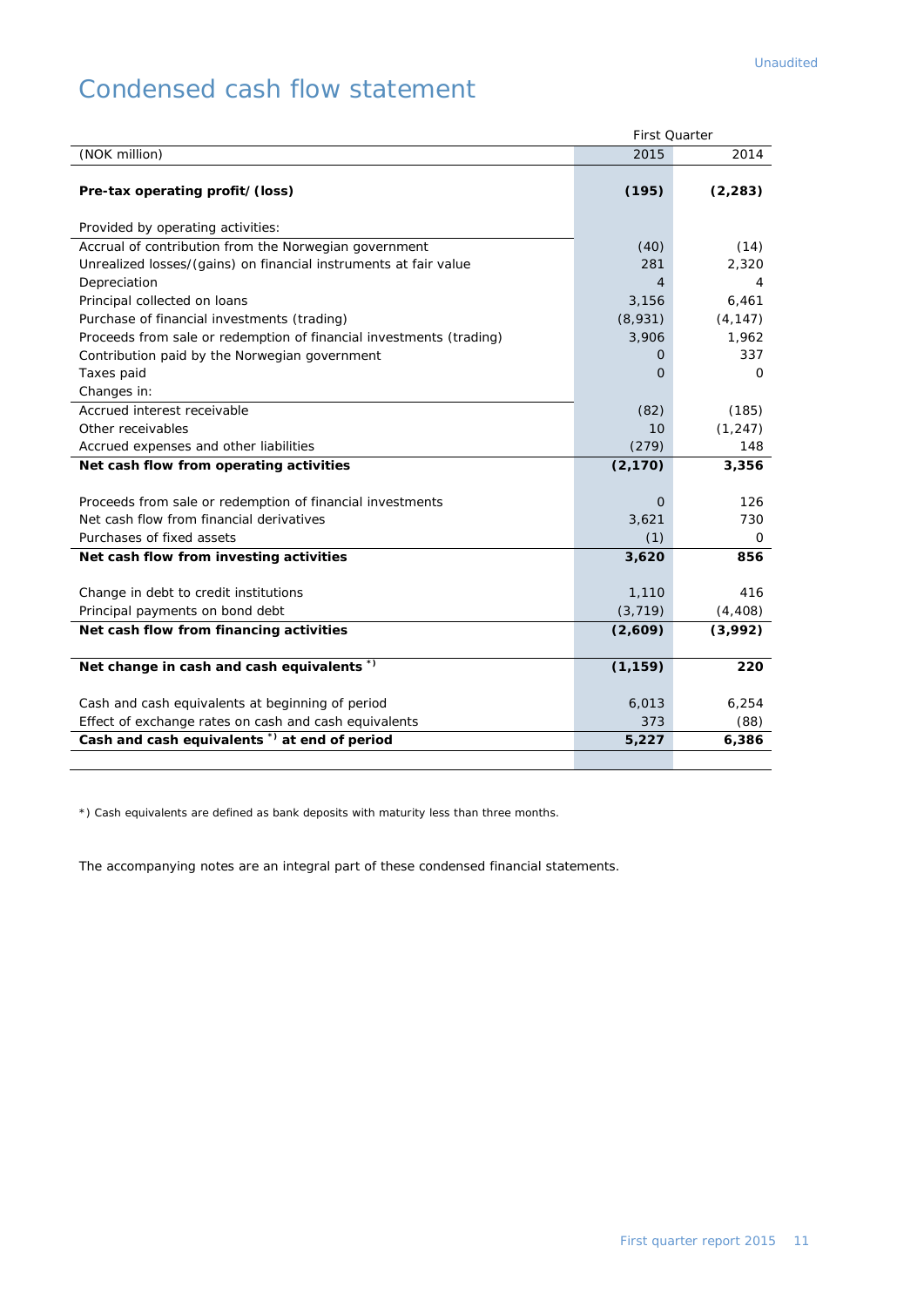Unaudited

# Condensed cash flow statement

| (NOK million) | First Quarter 2015 | First Quarter 2014 |
|---|---|---|
| **Pre-tax operating profit/ (loss)** | **(195)** | **(2,283)** |
| Provided by operating activities: | | |
| Accrual of contribution from the Norwegian government | (40) | (14) |
| Unrealized losses/(gains) on financial instruments at fair value | 281 | 2,320 |
| Depreciation | 4 | 4 |
| Principal collected on loans | 3,156 | 6,461 |
| Purchase of financial investments (trading) | (8,931) | (4,147) |
| Proceeds from sale or redemption of financial investments (trading) | 3,906 | 1,962 |
| Contribution paid by the Norwegian government | 0 | 337 |
| Taxes paid | 0 | 0 |
| Changes in: | | |
| Accrued interest receivable | (82) | (185) |
| Other receivables | 10 | (1,247) |
| Accrued expenses and other liabilities | (279) | 148 |
| **Net cash flow from operating activities** | **(2,170)** | **3,356** |
| Proceeds from sale or redemption of financial investments | 0 | 126 |
| Net cash flow from financial derivatives | 3,621 | 730 |
| Purchases of fixed assets | (1) | 0 |
| **Net cash flow from investing activities** | **3,620** | **856** |
| Change in debt to credit institutions | 1,110 | 416 |
| Principal payments on bond debt | (3,719) | (4,408) |
| **Net cash flow from financing activities** | **(2,609)** | **(3,992)** |
| **Net change in cash and cash equivalents \*)** | **(1,159)** | **220** |
| Cash and cash equivalents at beginning of period | 6,013 | 6,254 |
| Effect of exchange rates on cash and cash equivalents | 373 | (88) |
| **Cash and cash equivalents \*) at end of period** | **5,227** | **6,386** |

*) Cash equivalents are defined as bank deposits with maturity less than three months.

The accompanying notes are an integral part of these condensed financial statements.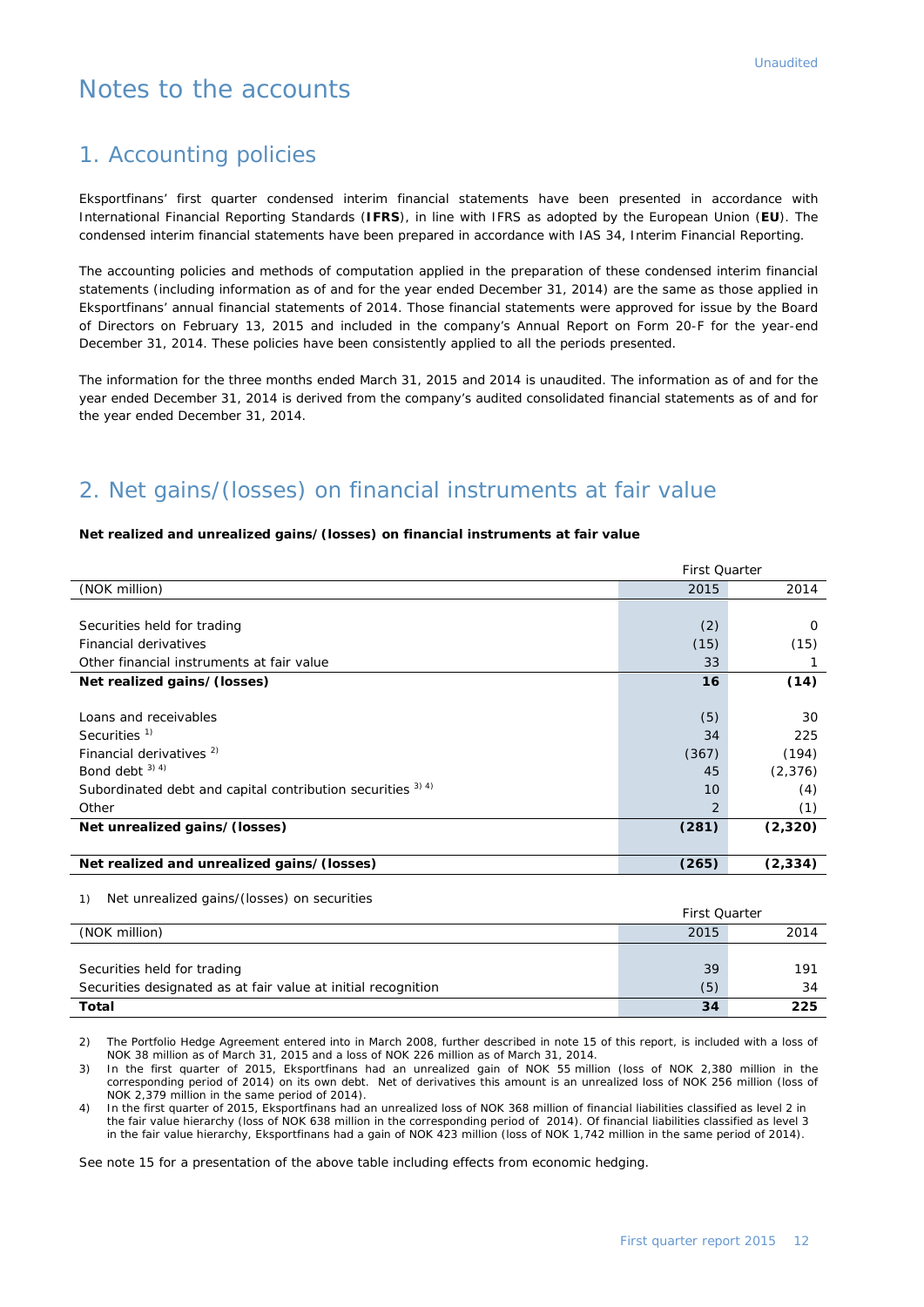Unaudited

# Notes to the accounts

## 1. Accounting policies

Eksportfinans' first quarter condensed interim financial statements have been presented in accordance with International Financial Reporting Standards (**IFRS**), in line with IFRS as adopted by the European Union (**EU**). The condensed interim financial statements have been prepared in accordance with IAS 34, Interim Financial Reporting.

The accounting policies and methods of computation applied in the preparation of these condensed interim financial statements (including information as of and for the year ended December 31, 2014) are the same as those applied in Eksportfinans' annual financial statements of 2014. Those financial statements were approved for issue by the Board of Directors on February 13, 2015 and included in the company's Annual Report on Form 20-F for the year-end December 31, 2014. These policies have been consistently applied to all the periods presented.

The information for the three months ended March 31, 2015 and 2014 is unaudited. The information as of and for the year ended December 31, 2014 is derived from the company's audited consolidated financial statements as of and for the year ended December 31, 2014.

## 2. Net gains/(losses) on financial instruments at fair value

**Net realized and unrealized gains/(losses) on financial instruments at fair value**

| | First Quarter | |
|---|---|---|
| (NOK million) | 2015 | 2014 |
| | | |
| Securities held for trading | (2) | 0 |
| Financial derivatives | (15) | (15) |
| Other financial instruments at fair value | 33 | 1 |
| **Net realized gains/(losses)** | **16** | **(14)** |
| | | |
| Loans and receivables | (5) | 30 |
| Securities [1] | 34 | 225 |
| Financial derivatives [2] | (367) | (194) |
| Bond debt [3] [4] | 45 | (2,376) |
| Subordinated debt and capital contribution securities [3] [4] | 10 | (4) |
| Other | 2 | (1) |
| **Net unrealized gains/(losses)** | **(281)** | **(2,320)** |
| | | |
| **Net realized and unrealized gains/(losses)** | **(265)** | **(2,334)** |

1) Net unrealized gains/(losses) on securities

| | First Quarter | |
|---|---|---|
| (NOK million) | 2015 | 2014 |
| | | |
| Securities held for trading | 39 | 191 |
| Securities designated as at fair value at initial recognition | (5) | 34 |
| **Total** | **34** | **225** |

2) The Portfolio Hedge Agreement entered into in March 2008, further described in note 15 of this report, is included with a loss of NOK 38 million as of March 31, 2015 and a loss of NOK 226 million as of March 31, 2014.

3) In the first quarter of 2015, Eksportfinans had an unrealized gain of NOK 55 million (loss of NOK 2,380 million in the corresponding period of 2014) on its own debt. Net of derivatives this amount is an unrealized loss of NOK 256 million (loss of NOK 2,379 million in the same period of 2014).

4) In the first quarter of 2015, Eksportfinans had an unrealized loss of NOK 368 million of financial liabilities classified as level 2 in the fair value hierarchy (loss of NOK 638 million in the corresponding period of 2014). Of financial liabilities classified as level 3 in the fair value hierarchy, Eksportfinans had a gain of NOK 423 million (loss of NOK 1,742 million in the same period of 2014).

See note 15 for a presentation of the above table including effects from economic hedging.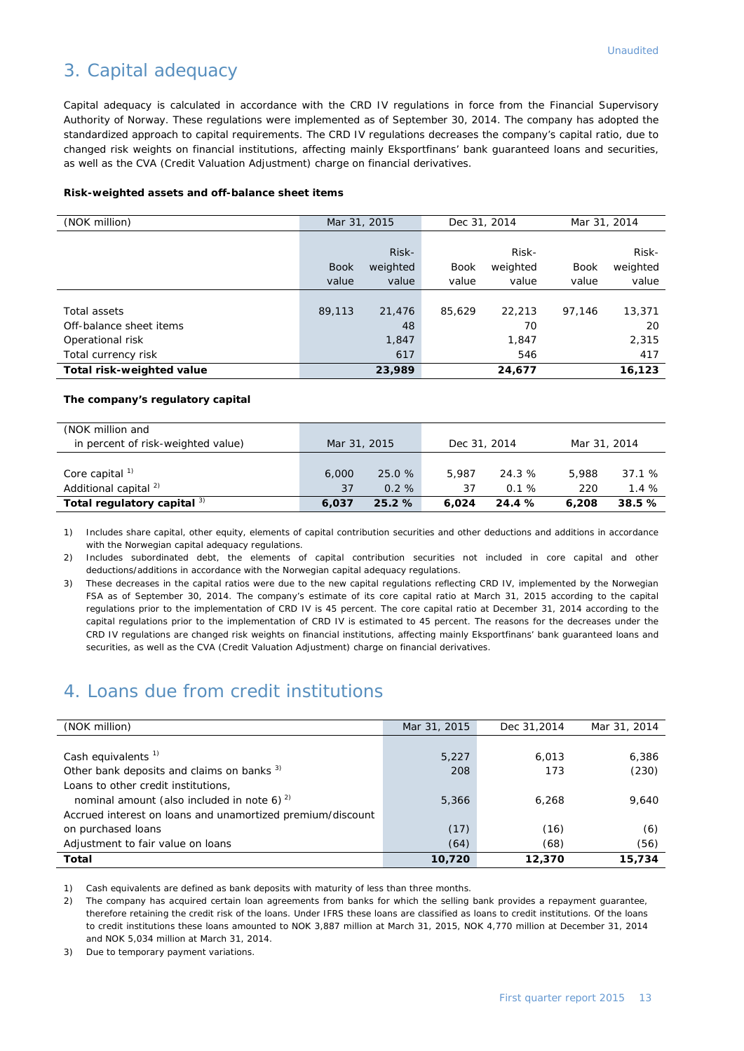Unaudited

## 3. Capital adequacy

Capital adequacy is calculated in accordance with the CRD IV regulations in force from the Financial Supervisory Authority of Norway. These regulations were implemented as of September 30, 2014. The company has adopted the standardized approach to capital requirements. The CRD IV regulations decreases the company's capital ratio, due to changed risk weights on financial institutions, affecting mainly Eksportfinans' bank guaranteed loans and securities, as well as the CVA (Credit Valuation Adjustment) charge on financial derivatives.

**Risk-weighted assets and off-balance sheet items**

| (NOK million) | Mar 31, 2015 | | Dec 31, 2014 | | Mar 31, 2014 | |
|---|---|---|---|---|---|---|
| | Book value | Risk-weighted value | Book value | Risk-weighted value | Book value | Risk-weighted value |
| Total assets | 89,113 | 21,476 | 85,629 | 22,213 | 97,146 | 13,371 |
| Off-balance sheet items | | 48 | | 70 | | 20 |
| Operational risk | | 1,847 | | 1,847 | | 2,315 |
| Total currency risk | | 617 | | 546 | | 417 |
| **Total risk-weighted value** | | **23,989** | | **24,677** | | **16,123** |

**The company's regulatory capital**

| (NOK million and in percent of risk-weighted value) | Mar 31, 2015 | | Dec 31, 2014 | | Mar 31, 2014 | |
|---|---|---|---|---|---|---|
| Core capital [1] | 6,000 | 25.0 % | 5,987 | 24.3 % | 5,988 | 37.1 % |
| Additional capital [2] | 37 | 0.2 % | 37 | 0.1 % | 220 | 1.4 % |
| **Total regulatory capital** [3] | **6,037** | **25.2 %** | **6,024** | **24.4 %** | **6,208** | **38.5 %** |

1) Includes share capital, other equity, elements of capital contribution securities and other deductions and additions in accordance with the Norwegian capital adequacy regulations.

2) Includes subordinated debt, the elements of capital contribution securities not included in core capital and other deductions/additions in accordance with the Norwegian capital adequacy regulations.

3) These decreases in the capital ratios were due to the new capital regulations reflecting CRD IV, implemented by the Norwegian FSA as of September 30, 2014. The company's estimate of its core capital ratio at March 31, 2015 according to the capital regulations prior to the implementation of CRD IV is 45 percent. The core capital ratio at December 31, 2014 according to the capital regulations prior to the implementation of CRD IV is estimated to 45 percent. The reasons for the decreases under the CRD IV regulations are changed risk weights on financial institutions, affecting mainly Eksportfinans' bank guaranteed loans and securities, as well as the CVA (Credit Valuation Adjustment) charge on financial derivatives.

## 4. Loans due from credit institutions

| (NOK million) | Mar 31, 2015 | Dec 31,2014 | Mar 31, 2014 |
|---|---|---|---|
| Cash equivalents [1] | 5,227 | 6,013 | 6,386 |
| Other bank deposits and claims on banks [3] | 208 | 173 | (230) |
| Loans to other credit institutions, nominal amount (also included in note 6) [2] | 5,366 | 6,268 | 9,640 |
| Accrued interest on loans and unamortized premium/discount on purchased loans | (17) | (16) | (6) |
| Adjustment to fair value on loans | (64) | (68) | (56) |
| **Total** | **10,720** | **12,370** | **15,734** |

1) Cash equivalents are defined as bank deposits with maturity of less than three months.

2) The company has acquired certain loan agreements from banks for which the selling bank provides a repayment guarantee, therefore retaining the credit risk of the loans. Under IFRS these loans are classified as loans to credit institutions. Of the loans to credit institutions these loans amounted to NOK 3,887 million at March 31, 2015, NOK 4,770 million at December 31, 2014 and NOK 5,034 million at March 31, 2014.

3) Due to temporary payment variations.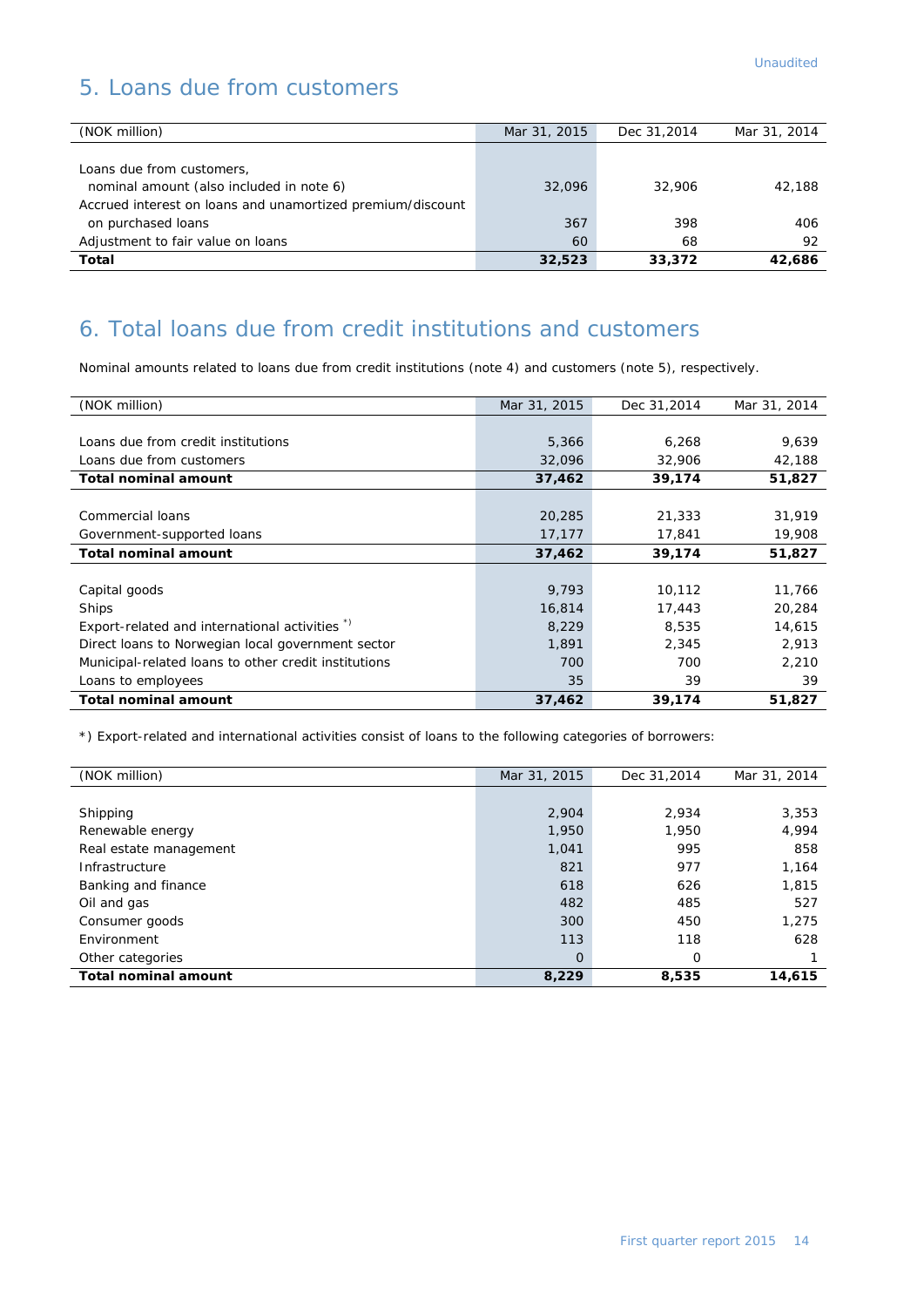Unaudited

## 5. Loans due from customers

| (NOK million) | Mar 31, 2015 | Dec 31,2014 | Mar 31, 2014 |
|---|---|---|---|
| Loans due from customers, nominal amount (also included in note 6) | 32,096 | 32,906 | 42,188 |
| Accrued interest on loans and unamortized premium/discount on purchased loans | 367 | 398 | 406 |
| Adjustment to fair value on loans | 60 | 68 | 92 |
| **Total** | **32,523** | **33,372** | **42,686** |

## 6. Total loans due from credit institutions and customers

Nominal amounts related to loans due from credit institutions (note 4) and customers (note 5), respectively.

| (NOK million) | Mar 31, 2015 | Dec 31,2014 | Mar 31, 2014 |
|---|---|---|---|
| Loans due from credit institutions | 5,366 | 6,268 | 9,639 |
| Loans due from customers | 32,096 | 32,906 | 42,188 |
| **Total nominal amount** | **37,462** | **39,174** | **51,827** |
| | | | |
| Commercial loans | 20,285 | 21,333 | 31,919 |
| Government-supported loans | 17,177 | 17,841 | 19,908 |
| **Total nominal amount** | **37,462** | **39,174** | **51,827** |
| | | | |
| Capital goods | 9,793 | 10,112 | 11,766 |
| Ships | 16,814 | 17,443 | 20,284 |
| Export-related and international activities *) | 8,229 | 8,535 | 14,615 |
| Direct loans to Norwegian local government sector | 1,891 | 2,345 | 2,913 |
| Municipal-related loans to other credit institutions | 700 | 700 | 2,210 |
| Loans to employees | 35 | 39 | 39 |
| **Total nominal amount** | **37,462** | **39,174** | **51,827** |

*) Export-related and international activities consist of loans to the following categories of borrowers:

| (NOK million) | Mar 31, 2015 | Dec 31,2014 | Mar 31, 2014 |
|---|---|---|---|
| Shipping | 2,904 | 2,934 | 3,353 |
| Renewable energy | 1,950 | 1,950 | 4,994 |
| Real estate management | 1,041 | 995 | 858 |
| Infrastructure | 821 | 977 | 1,164 |
| Banking and finance | 618 | 626 | 1,815 |
| Oil and gas | 482 | 485 | 527 |
| Consumer goods | 300 | 450 | 1,275 |
| Environment | 113 | 118 | 628 |
| Other categories | 0 | 0 | 1 |
| **Total nominal amount** | **8,229** | **8,535** | **14,615** |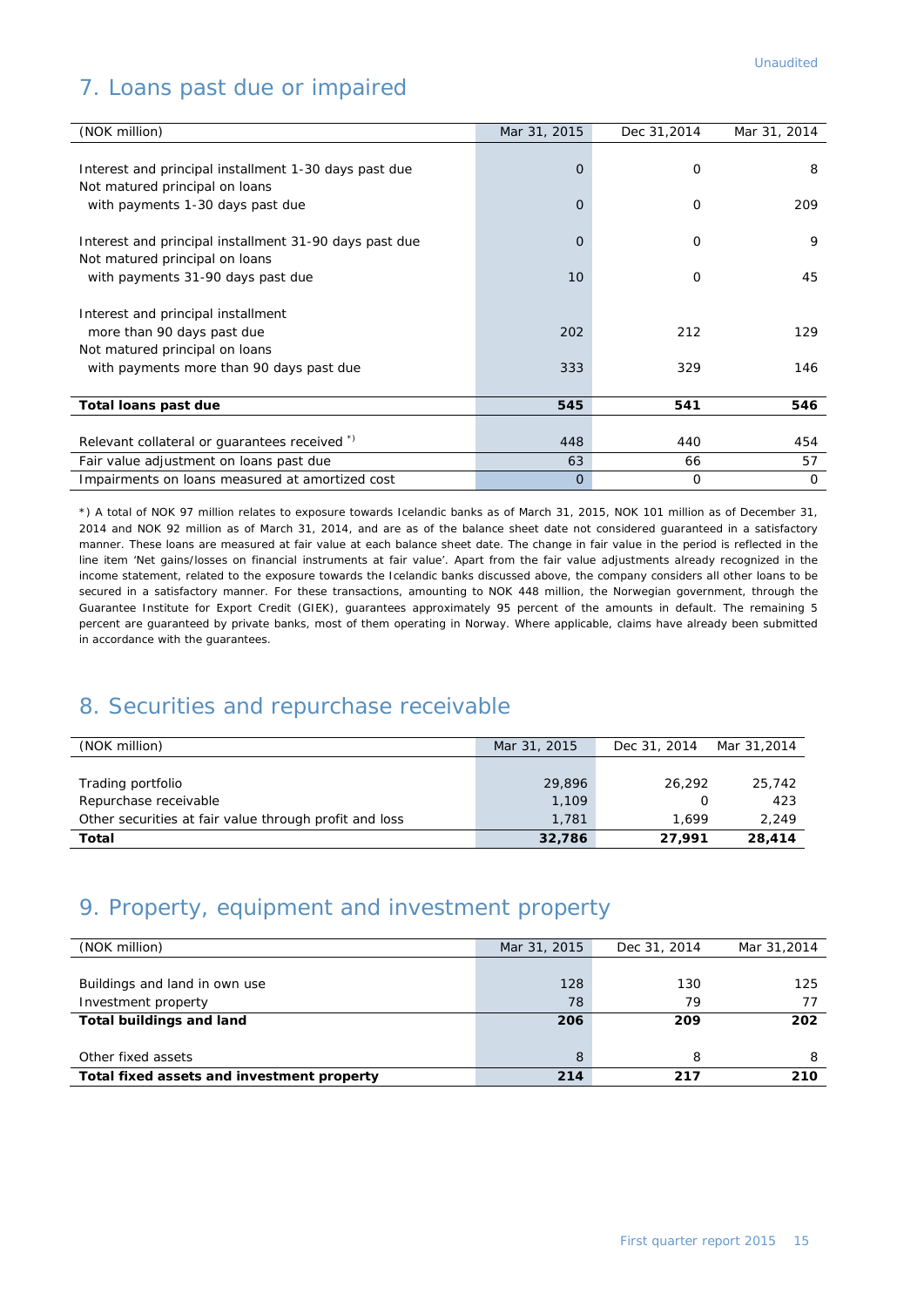Unaudited

## 7. Loans past due or impaired

| (NOK million) | Mar 31, 2015 | Dec 31,2014 | Mar 31, 2014 |
|---|---|---|---|
| Interest and principal installment 1-30 days past due | 0 | 0 | 8 |
| Not matured principal on loans with payments 1-30 days past due | 0 | 0 | 209 |
| Interest and principal installment 31-90 days past due | 0 | 0 | 9 |
| Not matured principal on loans with payments 31-90 days past due | 10 | 0 | 45 |
| Interest and principal installment more than 90 days past due | 202 | 212 | 129 |
| Not matured principal on loans with payments more than 90 days past due | 333 | 329 | 146 |
| **Total loans past due** | **545** | **541** | **546** |
| Relevant collateral or guarantees received *) | 448 | 440 | 454 |
| Fair value adjustment on loans past due | 63 | 66 | 57 |
| Impairments on loans measured at amortized cost | 0 | 0 | 0 |

*) A total of NOK 97 million relates to exposure towards Icelandic banks as of March 31, 2015, NOK 101 million as of December 31, 2014 and NOK 92 million as of March 31, 2014, and are as of the balance sheet date not considered guaranteed in a satisfactory manner. These loans are measured at fair value at each balance sheet date. The change in fair value in the period is reflected in the line item 'Net gains/losses on financial instruments at fair value'. Apart from the fair value adjustments already recognized in the income statement, related to the exposure towards the Icelandic banks discussed above, the company considers all other loans to be secured in a satisfactory manner. For these transactions, amounting to NOK 448 million, the Norwegian government, through the Guarantee Institute for Export Credit (GIEK), guarantees approximately 95 percent of the amounts in default. The remaining 5 percent are guaranteed by private banks, most of them operating in Norway. Where applicable, claims have already been submitted in accordance with the guarantees.

## 8. Securities and repurchase receivable

| (NOK million) | Mar 31, 2015 | Dec 31, 2014 | Mar 31,2014 |
|---|---|---|---|
| Trading portfolio | 29,896 | 26,292 | 25,742 |
| Repurchase receivable | 1,109 | 0 | 423 |
| Other securities at fair value through profit and loss | 1,781 | 1,699 | 2,249 |
| **Total** | **32,786** | **27,991** | **28,414** |

## 9. Property, equipment and investment property

| (NOK million) | Mar 31, 2015 | Dec 31, 2014 | Mar 31,2014 |
|---|---|---|---|
| Buildings and land in own use | 128 | 130 | 125 |
| Investment property | 78 | 79 | 77 |
| **Total buildings and land** | **206** | **209** | **202** |
| Other fixed assets | 8 | 8 | 8 |
| **Total fixed assets and investment property** | **214** | **217** | **210** |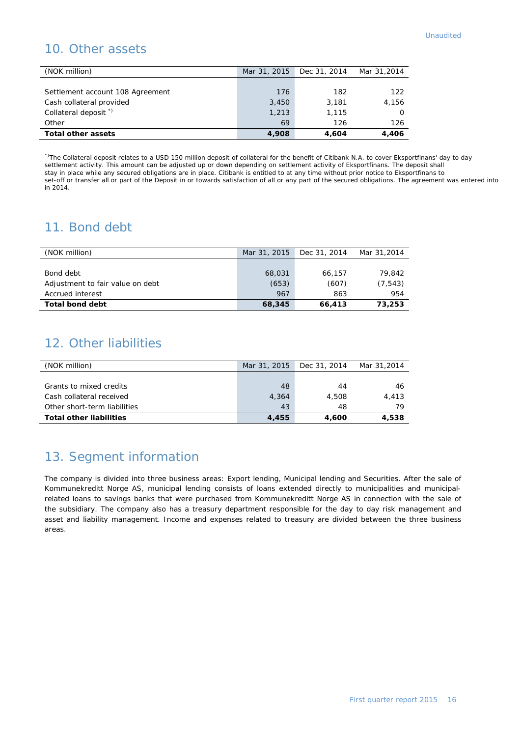Unaudited

## 10. Other assets

| (NOK million) | Mar 31, 2015 | Dec 31, 2014 | Mar 31,2014 |
|---|---|---|---|
| Settlement account 108 Agreement | 176 | 182 | 122 |
| Cash collateral provided | 3,450 | 3,181 | 4,156 |
| Collateral deposit [*)] | 1,213 | 1,115 | 0 |
| Other | 69 | 126 | 126 |
| **Total other assets** | **4,908** | **4,604** | **4,406** |

[*)] The Collateral deposit relates to a USD 150 million deposit of collateral for the benefit of Citibank N.A. to cover Eksportfinans' day to day settlement activity. This amount can be adjusted up or down depending on settlement activity of Eksportfinans. The deposit shall stay in place while any secured obligations are in place. Citibank is entitled to at any time without prior notice to Eksportfinans to set-off or transfer all or part of the Deposit in or towards satisfaction of all or any part of the secured obligations. The agreement was entered into in 2014.

## 11. Bond debt

| (NOK million) | Mar 31, 2015 | Dec 31, 2014 | Mar 31,2014 |
|---|---|---|---|
| Bond debt | 68,031 | 66,157 | 79,842 |
| Adjustment to fair value on debt | (653) | (607) | (7,543) |
| Accrued interest | 967 | 863 | 954 |
| **Total bond debt** | **68,345** | **66,413** | **73,253** |

## 12. Other liabilities

| (NOK million) | Mar 31, 2015 | Dec 31, 2014 | Mar 31,2014 |
|---|---|---|---|
| Grants to mixed credits | 48 | 44 | 46 |
| Cash collateral received | 4,364 | 4,508 | 4,413 |
| Other short-term liabilities | 43 | 48 | 79 |
| **Total other liabilities** | **4,455** | **4,600** | **4,538** |

## 13. Segment information

The company is divided into three business areas: Export lending, Municipal lending and Securities. After the sale of Kommunekreditt Norge AS, municipal lending consists of loans extended directly to municipalities and municipal-related loans to savings banks that were purchased from Kommunekreditt Norge AS in connection with the sale of the subsidiary. The company also has a treasury department responsible for the day to day risk management and asset and liability management. Income and expenses related to treasury are divided between the three business areas.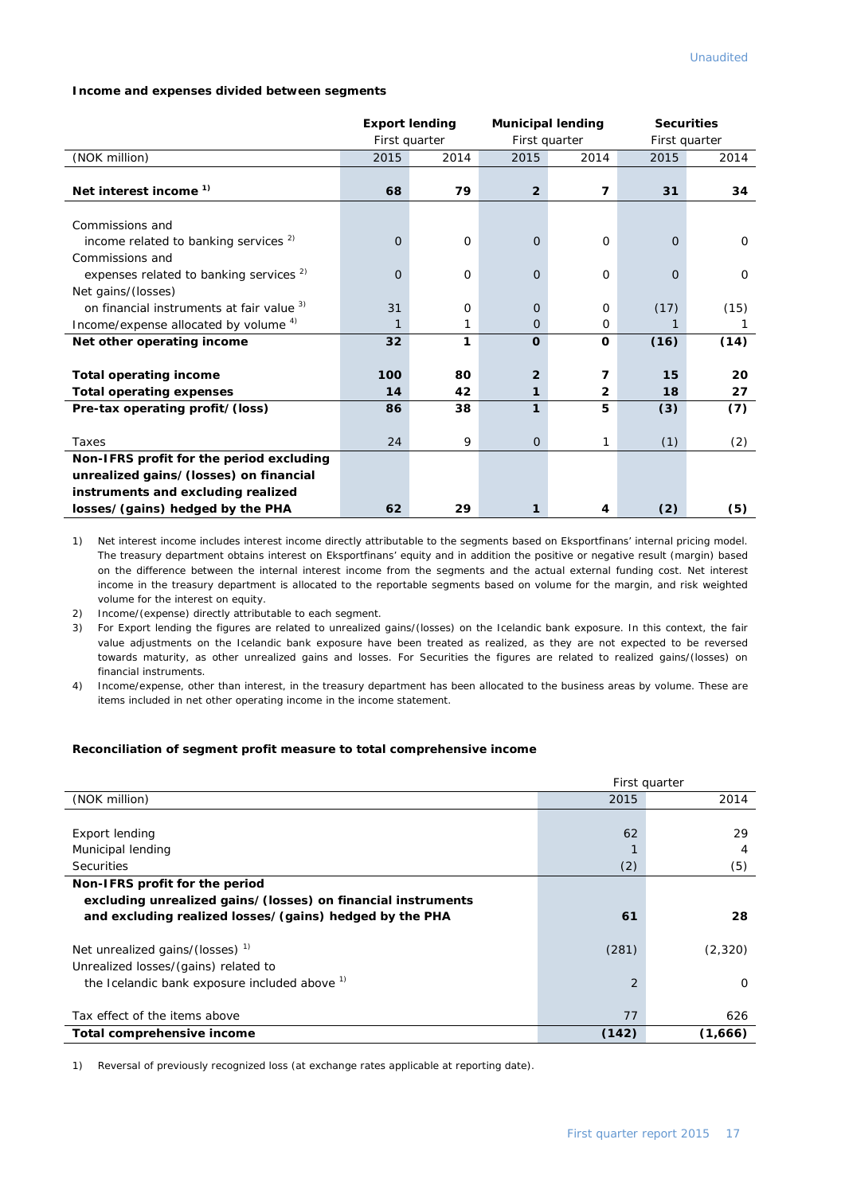Unaudited

**Income and expenses divided between segments**

| | Export lending | | Municipal lending | | Securities | |
|---|---|---|---|---|---|---|
| | First quarter | | First quarter | | First quarter | |
| (NOK million) | 2015 | 2014 | 2015 | 2014 | 2015 | 2014 |
| **Net interest income [1)]** | **68** | **79** | **2** | **7** | **31** | **34** |
| Commissions and income related to banking services [2)] | 0 | 0 | 0 | 0 | 0 | 0 |
| Commissions and expenses related to banking services [2)] | 0 | 0 | 0 | 0 | 0 | 0 |
| Net gains/(losses) on financial instruments at fair value [3)] | 31 | 0 | 0 | 0 | (17) | (15) |
| Income/expense allocated by volume [4)] | 1 | 1 | 0 | 0 | 1 | 1 |
| **Net other operating income** | **32** | **1** | **0** | **0** | **(16)** | **(14)** |
| **Total operating income** | **100** | **80** | **2** | **7** | **15** | **20** |
| **Total operating expenses** | **14** | **42** | **1** | **2** | **18** | **27** |
| **Pre-tax operating profit/(loss)** | **86** | **38** | **1** | **5** | **(3)** | **(7)** |
| Taxes | 24 | 9 | 0 | 1 | (1) | (2) |
| **Non-IFRS profit for the period excluding unrealized gains/(losses) on financial instruments and excluding realized losses/(gains) hedged by the PHA** | **62** | **29** | **1** | **4** | **(2)** | **(5)** |

1) Net interest income includes interest income directly attributable to the segments based on Eksportfinans' internal pricing model. The treasury department obtains interest on Eksportfinans' equity and in addition the positive or negative result (margin) based on the difference between the internal interest income from the segments and the actual external funding cost. Net interest income in the treasury department is allocated to the reportable segments based on volume for the margin, and risk weighted volume for the interest on equity.

2) Income/(expense) directly attributable to each segment.

3) For Export lending the figures are related to unrealized gains/(losses) on the Icelandic bank exposure. In this context, the fair value adjustments on the Icelandic bank exposure have been treated as realized, as they are not expected to be reversed towards maturity, as other unrealized gains and losses. For Securities the figures are related to realized gains/(losses) on financial instruments.

4) Income/expense, other than interest, in the treasury department has been allocated to the business areas by volume. These are items included in net other operating income in the income statement.

**Reconciliation of segment profit measure to total comprehensive income**

| | First quarter | |
|---|---|---|
| (NOK million) | 2015 | 2014 |
| Export lending | 62 | 29 |
| Municipal lending | 1 | 4 |
| Securities | (2) | (5) |
| **Non-IFRS profit for the period excluding unrealized gains/(losses) on financial instruments and excluding realized losses/(gains) hedged by the PHA** | **61** | **28** |
| Net unrealized gains/(losses) [1)] | (281) | (2,320) |
| Unrealized losses/(gains) related to the Icelandic bank exposure included above [1)] | 2 | 0 |
| Tax effect of the items above | 77 | 626 |
| **Total comprehensive income** | **(142)** | **(1,666)** |

1) Reversal of previously recognized loss (at exchange rates applicable at reporting date).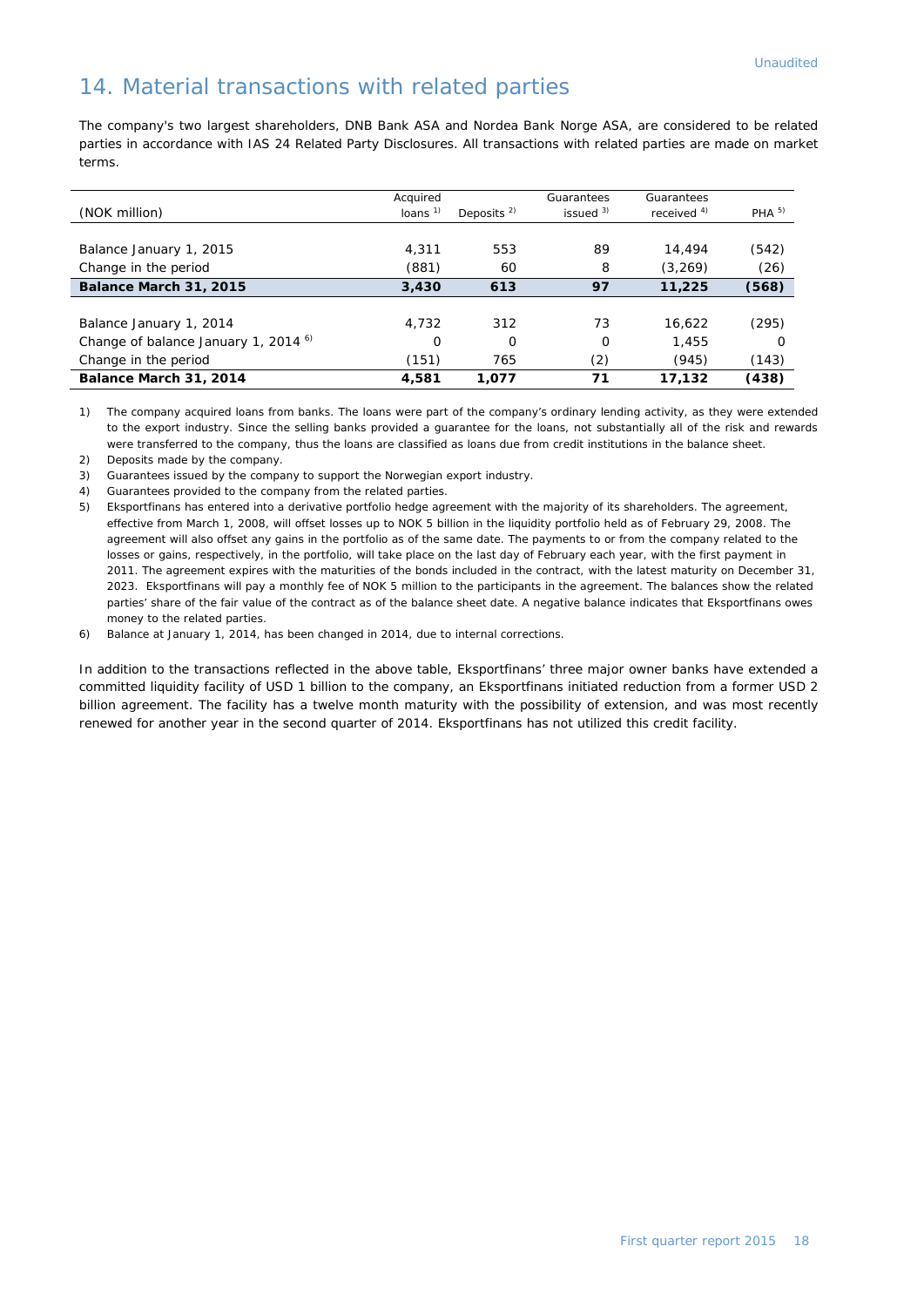Unaudited

## 14. Material transactions with related parties

The company's two largest shareholders, DNB Bank ASA and Nordea Bank Norge ASA, are considered to be related parties in accordance with IAS 24 Related Party Disclosures. All transactions with related parties are made on market terms.

| (NOK million) | Acquired loans [1] | Deposits [2] | Guarantees issued [3] | Guarantees received [4] | PHA [5] |
|---|---|---|---|---|---|
| Balance January 1, 2015 | 4,311 | 553 | 89 | 14,494 | (542) |
| Change in the period | (881) | 60 | 8 | (3,269) | (26) |
| **Balance March 31, 2015** | **3,430** | **613** | **97** | **11,225** | **(568)** |
| Balance January 1, 2014 | 4,732 | 312 | 73 | 16,622 | (295) |
| Change of balance January 1, 2014 [6] | 0 | 0 | 0 | 1,455 | 0 |
| Change in the period | (151) | 765 | (2) | (945) | (143) |
| **Balance March 31, 2014** | **4,581** | **1,077** | **71** | **17,132** | **(438)** |

1) The company acquired loans from banks. The loans were part of the company's ordinary lending activity, as they were extended to the export industry. Since the selling banks provided a guarantee for the loans, not substantially all of the risk and rewards were transferred to the company, thus the loans are classified as loans due from credit institutions in the balance sheet.

2) Deposits made by the company.

3) Guarantees issued by the company to support the Norwegian export industry.

4) Guarantees provided to the company from the related parties.

5) Eksportfinans has entered into a derivative portfolio hedge agreement with the majority of its shareholders. The agreement, effective from March 1, 2008, will offset losses up to NOK 5 billion in the liquidity portfolio held as of February 29, 2008. The agreement will also offset any gains in the portfolio as of the same date. The payments to or from the company related to the losses or gains, respectively, in the portfolio, will take place on the last day of February each year, with the first payment in 2011. The agreement expires with the maturities of the bonds included in the contract, with the latest maturity on December 31, 2023. Eksportfinans will pay a monthly fee of NOK 5 million to the participants in the agreement. The balances show the related parties' share of the fair value of the contract as of the balance sheet date. A negative balance indicates that Eksportfinans owes money to the related parties.

6) Balance at January 1, 2014, has been changed in 2014, due to internal corrections.

In addition to the transactions reflected in the above table, Eksportfinans' three major owner banks have extended a committed liquidity facility of USD 1 billion to the company, an Eksportfinans initiated reduction from a former USD 2 billion agreement. The facility has a twelve month maturity with the possibility of extension, and was most recently renewed for another year in the second quarter of 2014. Eksportfinans has not utilized this credit facility.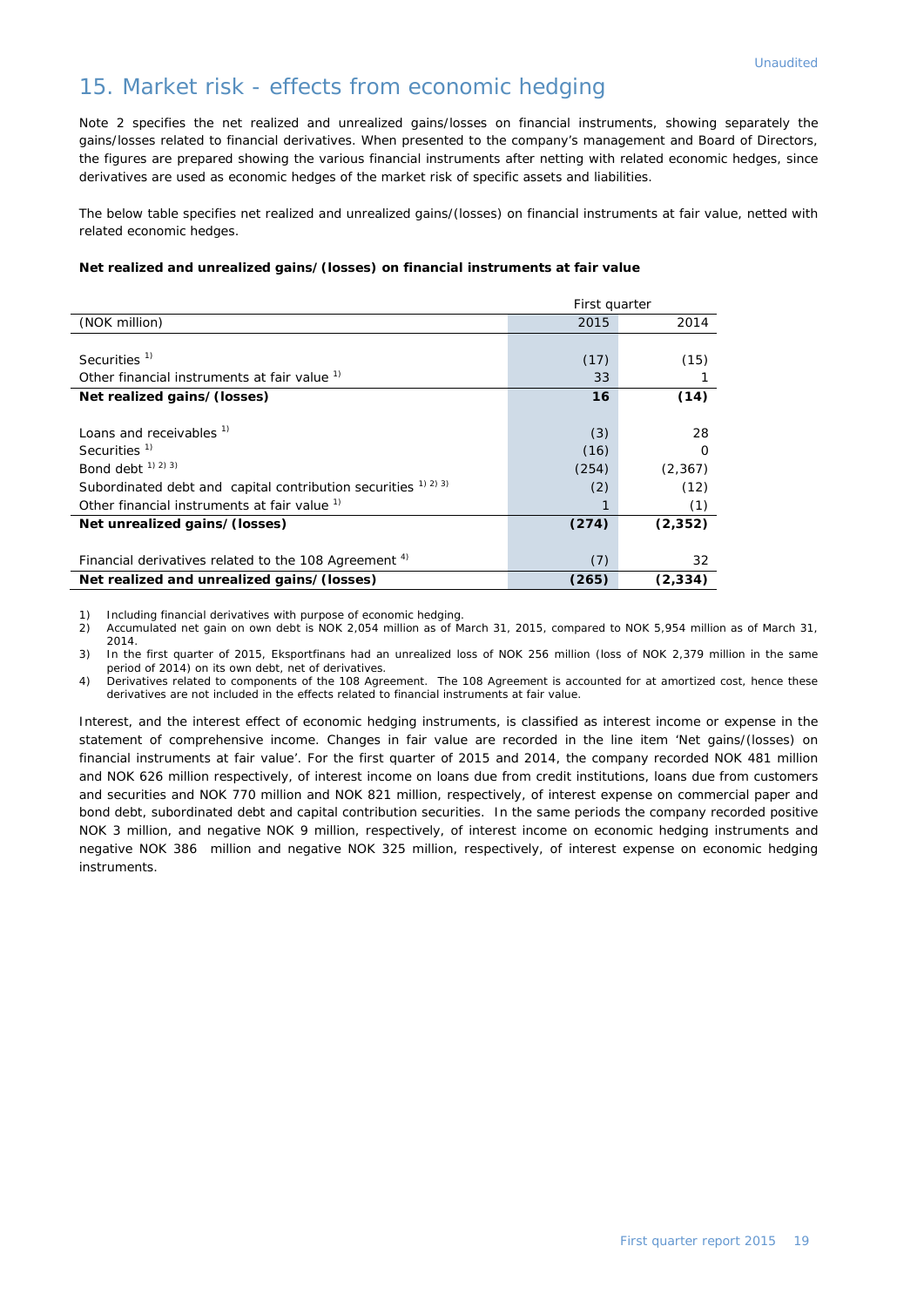Unaudited

# 15. Market risk - effects from economic hedging

Note 2 specifies the net realized and unrealized gains/losses on financial instruments, showing separately the gains/losses related to financial derivatives. When presented to the company's management and Board of Directors, the figures are prepared showing the various financial instruments after netting with related economic hedges, since derivatives are used as economic hedges of the market risk of specific assets and liabilities.

The below table specifies net realized and unrealized gains/(losses) on financial instruments at fair value, netted with related economic hedges.

**Net realized and unrealized gains/(losses) on financial instruments at fair value**

| | First quarter | |
|---|---|---|
| (NOK million) | 2015 | 2014 |
| | | |
| Securities [1] | (17) | (15) |
| Other financial instruments at fair value [1] | 33 | 1 |
| **Net realized gains/(losses)** | **16** | **(14)** |
| | | |
| Loans and receivables [1] | (3) | 28 |
| Securities [1] | (16) | 0 |
| Bond debt [1) 2) 3)] | (254) | (2,367) |
| Subordinated debt and capital contribution securities [1) 2) 3)] | (2) | (12) |
| Other financial instruments at fair value [1] | 1 | (1) |
| **Net unrealized gains/(losses)** | **(274)** | **(2,352)** |
| | | |
| Financial derivatives related to the 108 Agreement [4] | (7) | 32 |
| **Net realized and unrealized gains/(losses)** | **(265)** | **(2,334)** |

1) Including financial derivatives with purpose of economic hedging.
2) Accumulated net gain on own debt is NOK 2,054 million as of March 31, 2015, compared to NOK 5,954 million as of March 31, 2014.
3) In the first quarter of 2015, Eksportfinans had an unrealized loss of NOK 256 million (loss of NOK 2,379 million in the same period of 2014) on its own debt, net of derivatives.
4) Derivatives related to components of the 108 Agreement. The 108 Agreement is accounted for at amortized cost, hence these derivatives are not included in the effects related to financial instruments at fair value.

Interest, and the interest effect of economic hedging instruments, is classified as interest income or expense in the statement of comprehensive income. Changes in fair value are recorded in the line item 'Net gains/(losses) on financial instruments at fair value'. For the first quarter of 2015 and 2014, the company recorded NOK 481 million and NOK 626 million respectively, of interest income on loans due from credit institutions, loans due from customers and securities and NOK 770 million and NOK 821 million, respectively, of interest expense on commercial paper and bond debt, subordinated debt and capital contribution securities. In the same periods the company recorded positive NOK 3 million, and negative NOK 9 million, respectively, of interest income on economic hedging instruments and negative NOK 386 million and negative NOK 325 million, respectively, of interest expense on economic hedging instruments.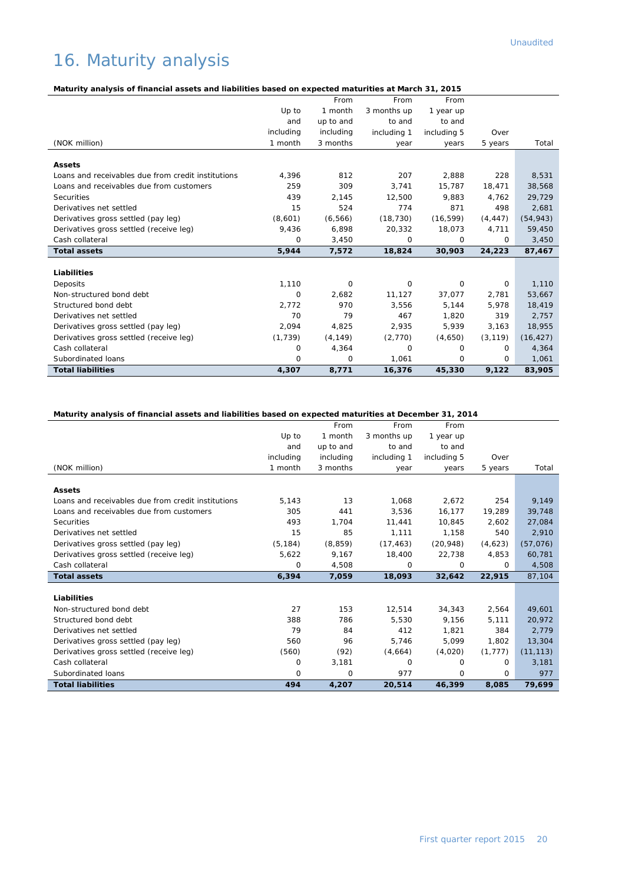Unaudited

# 16. Maturity analysis

**Maturity analysis of financial assets and liabilities based on expected maturities at March 31, 2015**

| (NOK million) | Up to and including 1 month | From 1 month up to and including 3 months | From 3 months up to and including 1 year | From 1 year up to and including 5 years | Over 5 years | Total |
|---|---|---|---|---|---|---|
| **Assets** | | | | | | |
| Loans and receivables due from credit institutions | 4,396 | 812 | 207 | 2,888 | 228 | 8,531 |
| Loans and receivables due from customers | 259 | 309 | 3,741 | 15,787 | 18,471 | 38,568 |
| Securities | 439 | 2,145 | 12,500 | 9,883 | 4,762 | 29,729 |
| Derivatives net settled | 15 | 524 | 774 | 871 | 498 | 2,681 |
| Derivatives gross settled (pay leg) | (8,601) | (6,566) | (18,730) | (16,599) | (4,447) | (54,943) |
| Derivatives gross settled (receive leg) | 9,436 | 6,898 | 20,332 | 18,073 | 4,711 | 59,450 |
| Cash collateral | 0 | 3,450 | 0 | 0 | 0 | 3,450 |
| **Total assets** | **5,944** | **7,572** | **18,824** | **30,903** | **24,223** | **87,467** |
| **Liabilities** | | | | | | |
| Deposits | 1,110 | 0 | 0 | 0 | 0 | 1,110 |
| Non-structured bond debt | 0 | 2,682 | 11,127 | 37,077 | 2,781 | 53,667 |
| Structured bond debt | 2,772 | 970 | 3,556 | 5,144 | 5,978 | 18,419 |
| Derivatives net settled | 70 | 79 | 467 | 1,820 | 319 | 2,757 |
| Derivatives gross settled (pay leg) | 2,094 | 4,825 | 2,935 | 5,939 | 3,163 | 18,955 |
| Derivatives gross settled (receive leg) | (1,739) | (4,149) | (2,770) | (4,650) | (3,119) | (16,427) |
| Cash collateral | 0 | 4,364 | 0 | 0 | 0 | 4,364 |
| Subordinated loans | 0 | 0 | 1,061 | 0 | 0 | 1,061 |
| **Total liabilities** | **4,307** | **8,771** | **16,376** | **45,330** | **9,122** | **83,905** |

**Maturity analysis of financial assets and liabilities based on expected maturities at December 31, 2014**

| (NOK million) | Up to and including 1 month | From 1 month up to and including 3 months | From 3 months up to and including 1 year | From 1 year up to and including 5 years | Over 5 years | Total |
|---|---|---|---|---|---|---|
| **Assets** | | | | | | |
| Loans and receivables due from credit institutions | 5,143 | 13 | 1,068 | 2,672 | 254 | 9,149 |
| Loans and receivables due from customers | 305 | 441 | 3,536 | 16,177 | 19,289 | 39,748 |
| Securities | 493 | 1,704 | 11,441 | 10,845 | 2,602 | 27,084 |
| Derivatives net settled | 15 | 85 | 1,111 | 1,158 | 540 | 2,910 |
| Derivatives gross settled (pay leg) | (5,184) | (8,859) | (17,463) | (20,948) | (4,623) | (57,076) |
| Derivatives gross settled (receive leg) | 5,622 | 9,167 | 18,400 | 22,738 | 4,853 | 60,781 |
| Cash collateral | 0 | 4,508 | 0 | 0 | 0 | 4,508 |
| **Total assets** | **6,394** | **7,059** | **18,093** | **32,642** | **22,915** | 87,104 |
| **Liabilities** | | | | | | |
| Non-structured bond debt | 27 | 153 | 12,514 | 34,343 | 2,564 | 49,601 |
| Structured bond debt | 388 | 786 | 5,530 | 9,156 | 5,111 | 20,972 |
| Derivatives net settled | 79 | 84 | 412 | 1,821 | 384 | 2,779 |
| Derivatives gross settled (pay leg) | 560 | 96 | 5,746 | 5,099 | 1,802 | 13,304 |
| Derivatives gross settled (receive leg) | (560) | (92) | (4,664) | (4,020) | (1,777) | (11,113) |
| Cash collateral | 0 | 3,181 | 0 | 0 | 0 | 3,181 |
| Subordinated loans | 0 | 0 | 977 | 0 | 0 | 977 |
| **Total liabilities** | **494** | **4,207** | **20,514** | **46,399** | **8,085** | **79,699** |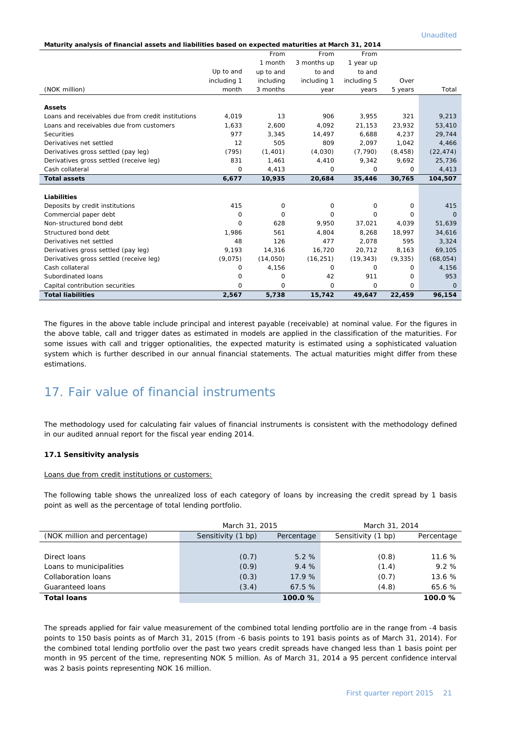Unaudited

**Maturity analysis of financial assets and liabilities based on expected maturities at March 31, 2014**

| (NOK million) | Up to and including 1 month | From 1 month up to and including 3 months | From 3 months up to and including 1 year | From 1 year up to and including 5 years | Over 5 years | Total |
|---|---|---|---|---|---|---|
| **Assets** | | | | | | |
| Loans and receivables due from credit institutions | 4,019 | 13 | 906 | 3,955 | 321 | 9,213 |
| Loans and receivables due from customers | 1,633 | 2,600 | 4,092 | 21,153 | 23,932 | 53,410 |
| Securities | 977 | 3,345 | 14,497 | 6,688 | 4,237 | 29,744 |
| Derivatives net settled | 12 | 505 | 809 | 2,097 | 1,042 | 4,466 |
| Derivatives gross settled (pay leg) | (795) | (1,401) | (4,030) | (7,790) | (8,458) | (22,474) |
| Derivatives gross settled (receive leg) | 831 | 1,461 | 4,410 | 9,342 | 9,692 | 25,736 |
| Cash collateral | 0 | 4,413 | 0 | 0 | 0 | 4,413 |
| **Total assets** | **6,677** | **10,935** | **20,684** | **35,446** | **30,765** | **104,507** |
| **Liabilities** | | | | | | |
| Deposits by credit institutions | 415 | 0 | 0 | 0 | 0 | 415 |
| Commercial paper debt | 0 | 0 | 0 | 0 | 0 | 0 |
| Non-structured bond debt | 0 | 628 | 9,950 | 37,021 | 4,039 | 51,639 |
| Structured bond debt | 1,986 | 561 | 4,804 | 8,268 | 18,997 | 34,616 |
| Derivatives net settled | 48 | 126 | 477 | 2,078 | 595 | 3,324 |
| Derivatives gross settled (pay leg) | 9,193 | 14,316 | 16,720 | 20,712 | 8,163 | 69,105 |
| Derivatives gross settled (receive leg) | (9,075) | (14,050) | (16,251) | (19,343) | (9,335) | (68,054) |
| Cash collateral | 0 | 4,156 | 0 | 0 | 0 | 4,156 |
| Subordinated loans | 0 | 0 | 42 | 911 | 0 | 953 |
| Capital contribution securities | 0 | 0 | 0 | 0 | 0 | 0 |
| **Total liabilities** | **2,567** | **5,738** | **15,742** | **49,647** | **22,459** | **96,154** |

The figures in the above table include principal and interest payable (receivable) at nominal value. For the figures in the above table, call and trigger dates as estimated in models are applied in the classification of the maturities. For some issues with call and trigger optionalities, the expected maturity is estimated using a sophisticated valuation system which is further described in our annual financial statements. The actual maturities might differ from these estimations.

# 17. Fair value of financial instruments

The methodology used for calculating fair values of financial instruments is consistent with the methodology defined in our audited annual report for the fiscal year ending 2014.

### 17.1 Sensitivity analysis

Loans due from credit institutions or customers:

The following table shows the unrealized loss of each category of loans by increasing the credit spread by 1 basis point as well as the percentage of total lending portfolio.

| | March 31, 2015 | | March 31, 2014 | |
|---|---|---|---|---|
| (NOK million and percentage) | Sensitivity (1 bp) | Percentage | Sensitivity (1 bp) | Percentage |
| Direct loans | (0.7) | 5.2 % | (0.8) | 11.6 % |
| Loans to municipalities | (0.9) | 9.4 % | (1.4) | 9.2 % |
| Collaboration loans | (0.3) | 17.9 % | (0.7) | 13.6 % |
| Guaranteed loans | (3.4) | 67.5 % | (4.8) | 65.6 % |
| **Total loans** | | **100.0 %** | | **100.0 %** |

The spreads applied for fair value measurement of the combined total lending portfolio are in the range from -4 basis points to 150 basis points as of March 31, 2015 (from -6 basis points to 191 basis points as of March 31, 2014). For the combined total lending portfolio over the past two years credit spreads have changed less than 1 basis point per month in 95 percent of the time, representing NOK 5 million. As of March 31, 2014 a 95 percent confidence interval was 2 basis points representing NOK 16 million.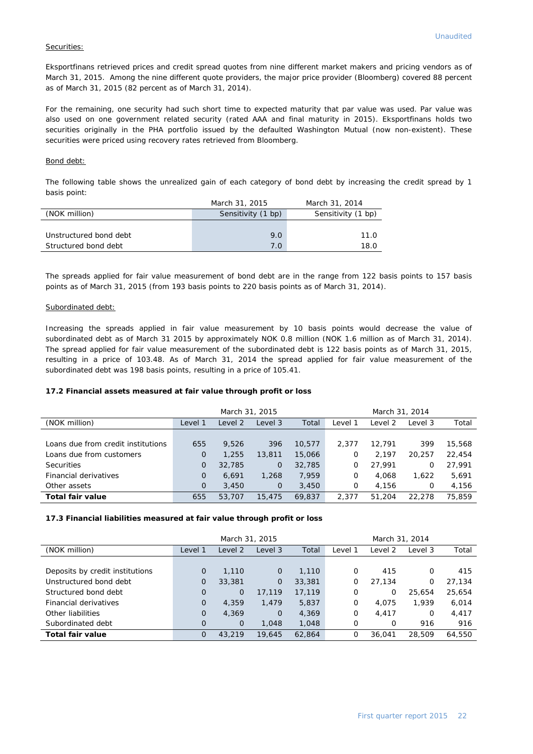Unaudited

Securities:

Eksportfinans retrieved prices and credit spread quotes from nine different market makers and pricing vendors as of March 31, 2015. Among the nine different quote providers, the major price provider (Bloomberg) covered 88 percent as of March 31, 2015 (82 percent as of March 31, 2014).

For the remaining, one security had such short time to expected maturity that par value was used. Par value was also used on one government related security (rated AAA and final maturity in 2015). Eksportfinans holds two securities originally in the PHA portfolio issued by the defaulted Washington Mutual (now non-existent). These securities were priced using recovery rates retrieved from Bloomberg.

Bond debt:

The following table shows the unrealized gain of each category of bond debt by increasing the credit spread by 1 basis point:

| | March 31, 2015 | March 31, 2014 |
|---|---|---|
| (NOK million) | Sensitivity (1 bp) | Sensitivity (1 bp) |
| Unstructured bond debt | 9.0 | 11.0 |
| Structured bond debt | 7.0 | 18.0 |

The spreads applied for fair value measurement of bond debt are in the range from 122 basis points to 157 basis points as of March 31, 2015 (from 193 basis points to 220 basis points as of March 31, 2014).

Subordinated debt:

Increasing the spreads applied in fair value measurement by 10 basis points would decrease the value of subordinated debt as of March 31 2015 by approximately NOK 0.8 million (NOK 1.6 million as of March 31, 2014). The spread applied for fair value measurement of the subordinated debt is 122 basis points as of March 31, 2015, resulting in a price of 103.48. As of March 31, 2014 the spread applied for fair value measurement of the subordinated debt was 198 basis points, resulting in a price of 105.41.

### 17.2 Financial assets measured at fair value through profit or loss

| | March 31, 2015 | | | | March 31, 2014 | | | |
|---|---|---|---|---|---|---|---|---|
| (NOK million) | Level 1 | Level 2 | Level 3 | Total | Level 1 | Level 2 | Level 3 | Total |
| Loans due from credit institutions | 655 | 9,526 | 396 | 10,577 | 2,377 | 12,791 | 399 | 15,568 |
| Loans due from customers | 0 | 1,255 | 13,811 | 15,066 | 0 | 2,197 | 20,257 | 22,454 |
| Securities | 0 | 32,785 | 0 | 32,785 | 0 | 27,991 | 0 | 27,991 |
| Financial derivatives | 0 | 6,691 | 1,268 | 7,959 | 0 | 4,068 | 1,622 | 5,691 |
| Other assets | 0 | 3,450 | 0 | 3,450 | 0 | 4,156 | 0 | 4,156 |
| **Total fair value** | 655 | 53,707 | 15,475 | 69,837 | 2,377 | 51,204 | 22,278 | 75,859 |

### 17.3 Financial liabilities measured at fair value through profit or loss

| | March 31, 2015 | | | | March 31, 2014 | | | |
|---|---|---|---|---|---|---|---|---|
| (NOK million) | Level 1 | Level 2 | Level 3 | Total | Level 1 | Level 2 | Level 3 | Total |
| Deposits by credit institutions | 0 | 1,110 | 0 | 1,110 | 0 | 415 | 0 | 415 |
| Unstructured bond debt | 0 | 33,381 | 0 | 33,381 | 0 | 27,134 | 0 | 27,134 |
| Structured bond debt | 0 | 0 | 17,119 | 17,119 | 0 | 0 | 25,654 | 25,654 |
| Financial derivatives | 0 | 4,359 | 1,479 | 5,837 | 0 | 4,075 | 1,939 | 6,014 |
| Other liabilities | 0 | 4,369 | 0 | 4,369 | 0 | 4,417 | 0 | 4,417 |
| Subordinated debt | 0 | 0 | 1,048 | 1,048 | 0 | 0 | 916 | 916 |
| **Total fair value** | 0 | 43,219 | 19,645 | 62,864 | 0 | 36,041 | 28,509 | 64,550 |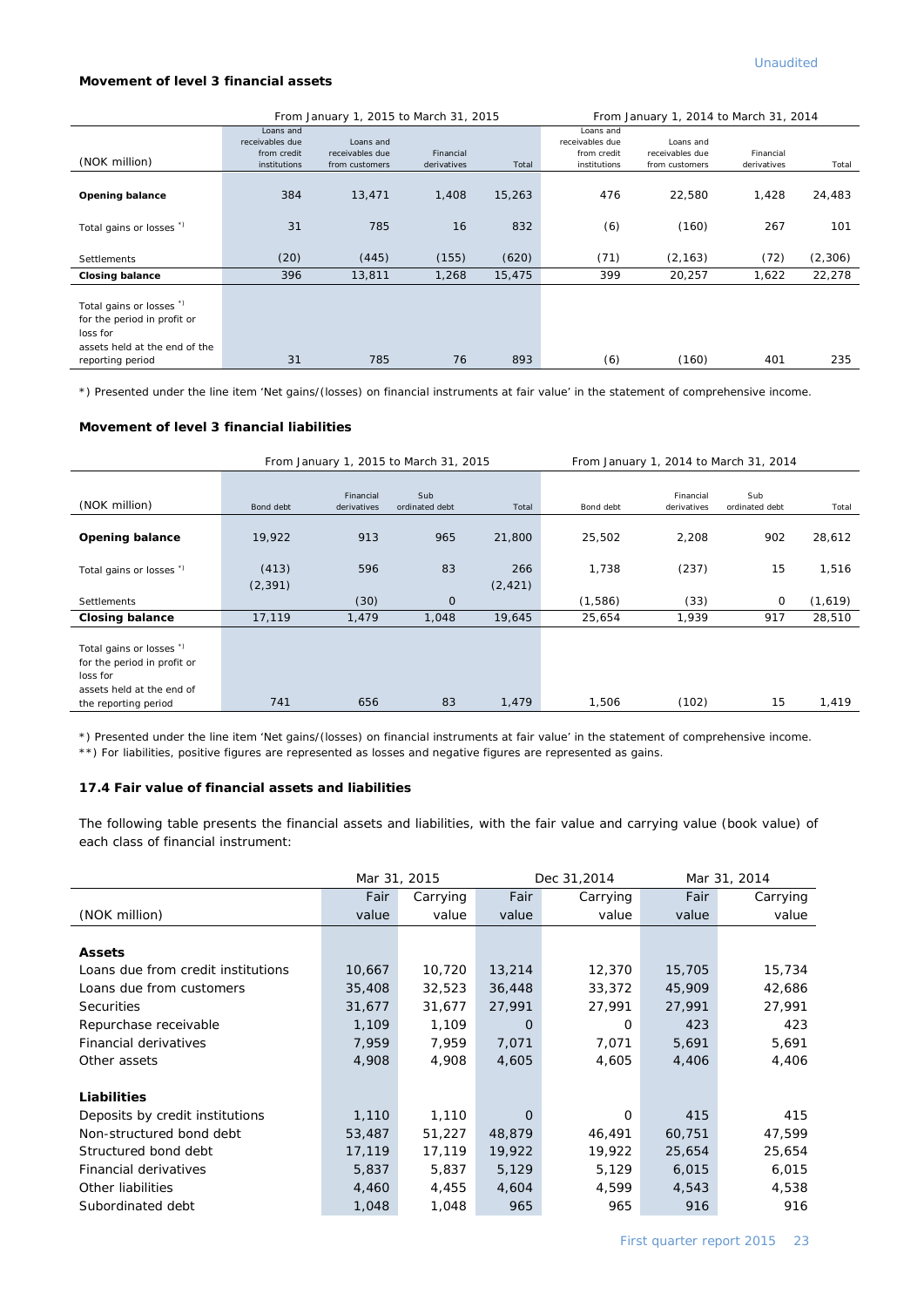Unaudited

**Movement of level 3 financial assets**

| (NOK million) | From January 1, 2015 to March 31, 2015 | | | | From January 1, 2014 to March 31, 2014 | | | |
|---|---|---|---|---|---|---|---|---|
| | Loans and receivables due from credit institutions | Loans and receivables due from customers | Financial derivatives | Total | Loans and receivables due from credit institutions | Loans and receivables due from customers | Financial derivatives | Total |
| **Opening balance** | 384 | 13,471 | 1,408 | 15,263 | 476 | 22,580 | 1,428 | 24,483 |
| Total gains or losses *) | 31 | 785 | 16 | 832 | (6) | (160) | 267 | 101 |
| Settlements | (20) | (445) | (155) | (620) | (71) | (2,163) | (72) | (2,306) |
| **Closing balance** | 396 | 13,811 | 1,268 | 15,475 | 399 | 20,257 | 1,622 | 22,278 |
| Total gains or losses *) for the period in profit or loss for assets held at the end of the reporting period | 31 | 785 | 76 | 893 | (6) | (160) | 401 | 235 |

*) Presented under the line item 'Net gains/(losses) on financial instruments at fair value' in the statement of comprehensive income.

**Movement of level 3 financial liabilities**

| (NOK million) | From January 1, 2015 to March 31, 2015 | | | | From January 1, 2014 to March 31, 2014 | | | |
|---|---|---|---|---|---|---|---|---|
| | Bond debt | Financial derivatives | Sub ordinated debt | Total | Bond debt | Financial derivatives | Sub ordinated debt | Total |
| **Opening balance** | 19,922 | 913 | 965 | 21,800 | 25,502 | 2,208 | 902 | 28,612 |
| Total gains or losses *) | (413) | 596 | 83 | 266 | 1,738 | (237) | 15 | 1,516 |
| | (2,391) | | | (2,421) | | | | |
| Settlements | | (30) | 0 | | (1,586) | (33) | 0 | (1,619) |
| **Closing balance** | 17,119 | 1,479 | 1,048 | 19,645 | 25,654 | 1,939 | 917 | 28,510 |
| Total gains or losses *) for the period in profit or loss for assets held at the end of the reporting period | 741 | 656 | 83 | 1,479 | 1,506 | (102) | 15 | 1,419 |

*) Presented under the line item 'Net gains/(losses) on financial instruments at fair value' in the statement of comprehensive income.

**) For liabilities, positive figures are represented as losses and negative figures are represented as gains.

### 17.4 Fair value of financial assets and liabilities

The following table presents the financial assets and liabilities, with the fair value and carrying value (book value) of each class of financial instrument:

| (NOK million) | Mar 31, 2015 | | Dec 31,2014 | | Mar 31, 2014 | |
|---|---|---|---|---|---|---|
| | Fair value | Carrying value | Fair value | Carrying value | Fair value | Carrying value |
| **Assets** | | | | | | |
| Loans due from credit institutions | 10,667 | 10,720 | 13,214 | 12,370 | 15,705 | 15,734 |
| Loans due from customers | 35,408 | 32,523 | 36,448 | 33,372 | 45,909 | 42,686 |
| Securities | 31,677 | 31,677 | 27,991 | 27,991 | 27,991 | 27,991 |
| Repurchase receivable | 1,109 | 1,109 | 0 | 0 | 423 | 423 |
| Financial derivatives | 7,959 | 7,959 | 7,071 | 7,071 | 5,691 | 5,691 |
| Other assets | 4,908 | 4,908 | 4,605 | 4,605 | 4,406 | 4,406 |
| **Liabilities** | | | | | | |
| Deposits by credit institutions | 1,110 | 1,110 | 0 | 0 | 415 | 415 |
| Non-structured bond debt | 53,487 | 51,227 | 48,879 | 46,491 | 60,751 | 47,599 |
| Structured bond debt | 17,119 | 17,119 | 19,922 | 19,922 | 25,654 | 25,654 |
| Financial derivatives | 5,837 | 5,837 | 5,129 | 5,129 | 6,015 | 6,015 |
| Other liabilities | 4,460 | 4,455 | 4,604 | 4,599 | 4,543 | 4,538 |
| Subordinated debt | 1,048 | 1,048 | 965 | 965 | 916 | 916 |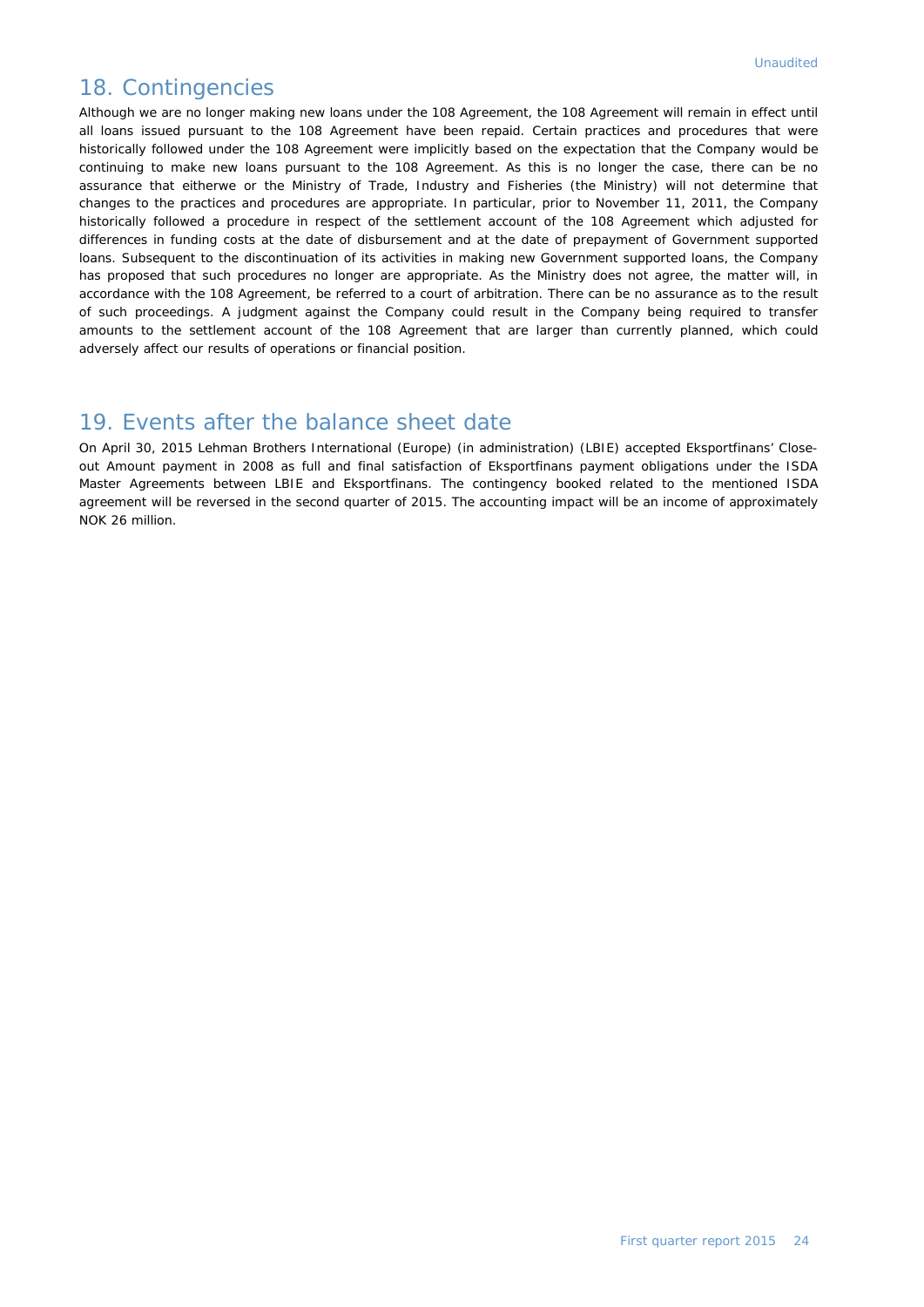## 18. Contingencies

Although we are no longer making new loans under the 108 Agreement, the 108 Agreement will remain in effect until all loans issued pursuant to the 108 Agreement have been repaid. Certain practices and procedures that were historically followed under the 108 Agreement were implicitly based on the expectation that the Company would be continuing to make new loans pursuant to the 108 Agreement. As this is no longer the case, there can be no assurance that eitherwe or the Ministry of Trade, Industry and Fisheries (the Ministry) will not determine that changes to the practices and procedures are appropriate. In particular, prior to November 11, 2011, the Company historically followed a procedure in respect of the settlement account of the 108 Agreement which adjusted for differences in funding costs at the date of disbursement and at the date of prepayment of Government supported loans. Subsequent to the discontinuation of its activities in making new Government supported loans, the Company has proposed that such procedures no longer are appropriate. As the Ministry does not agree, the matter will, in accordance with the 108 Agreement, be referred to a court of arbitration. There can be no assurance as to the result of such proceedings. A judgment against the Company could result in the Company being required to transfer amounts to the settlement account of the 108 Agreement that are larger than currently planned, which could adversely affect our results of operations or financial position.

## 19. Events after the balance sheet date

On April 30, 2015 Lehman Brothers International (Europe) (in administration) (LBIE) accepted Eksportfinans' Close-out Amount payment in 2008 as full and final satisfaction of Eksportfinans payment obligations under the ISDA Master Agreements between LBIE and Eksportfinans. The contingency booked related to the mentioned ISDA agreement will be reversed in the second quarter of 2015. The accounting impact will be an income of approximately NOK 26 million.